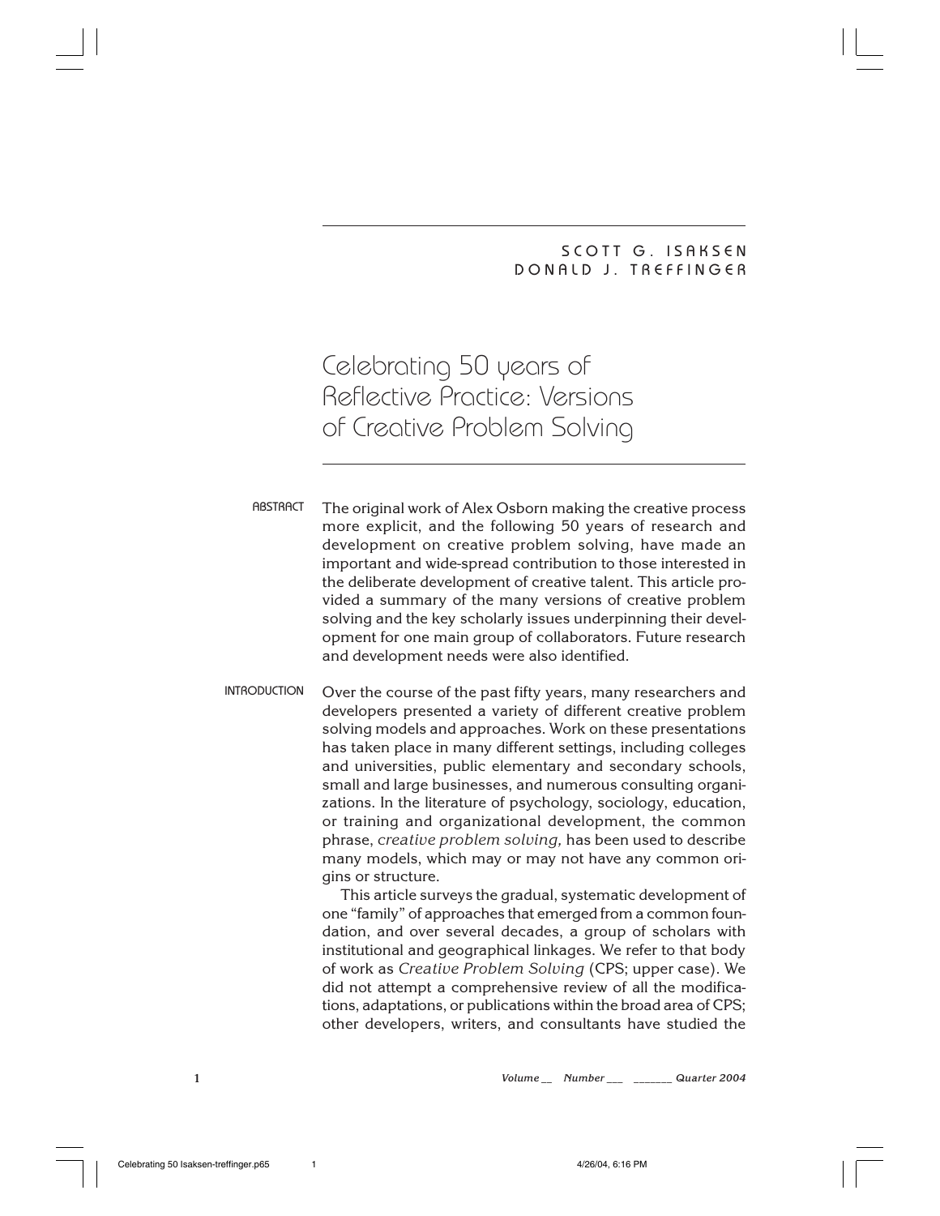SCOTT G. ISAKSEN
DONALD J. TREFFINGER

# Celebrating 50 years of Reflective Practice: Versions of Creative Problem Solving

## ABSTRACT

The original work of Alex Osborn making the creative process more explicit, and the following 50 years of research and development on creative problem solving, have made an important and wide-spread contribution to those interested in the deliberate development of creative talent. This article provided a summary of the many versions of creative problem solving and the key scholarly issues underpinning their development for one main group of collaborators. Future research and development needs were also identified.

## INTRODUCTION

Over the course of the past fifty years, many researchers and developers presented a variety of different creative problem solving models and approaches. Work on these presentations has taken place in many different settings, including colleges and universities, public elementary and secondary schools, small and large businesses, and numerous consulting organizations. In the literature of psychology, sociology, education, or training and organizational development, the common phrase, *creative problem solving,* has been used to describe many models, which may or may not have any common origins or structure.

This article surveys the gradual, systematic development of one "family" of approaches that emerged from a common foundation, and over several decades, a group of scholars with institutional and geographical linkages. We refer to that body of work as *Creative Problem Solving* (CPS; upper case). We did not attempt a comprehensive review of all the modifications, adaptations, or publications within the broad area of CPS; other developers, writers, and consultants have studied the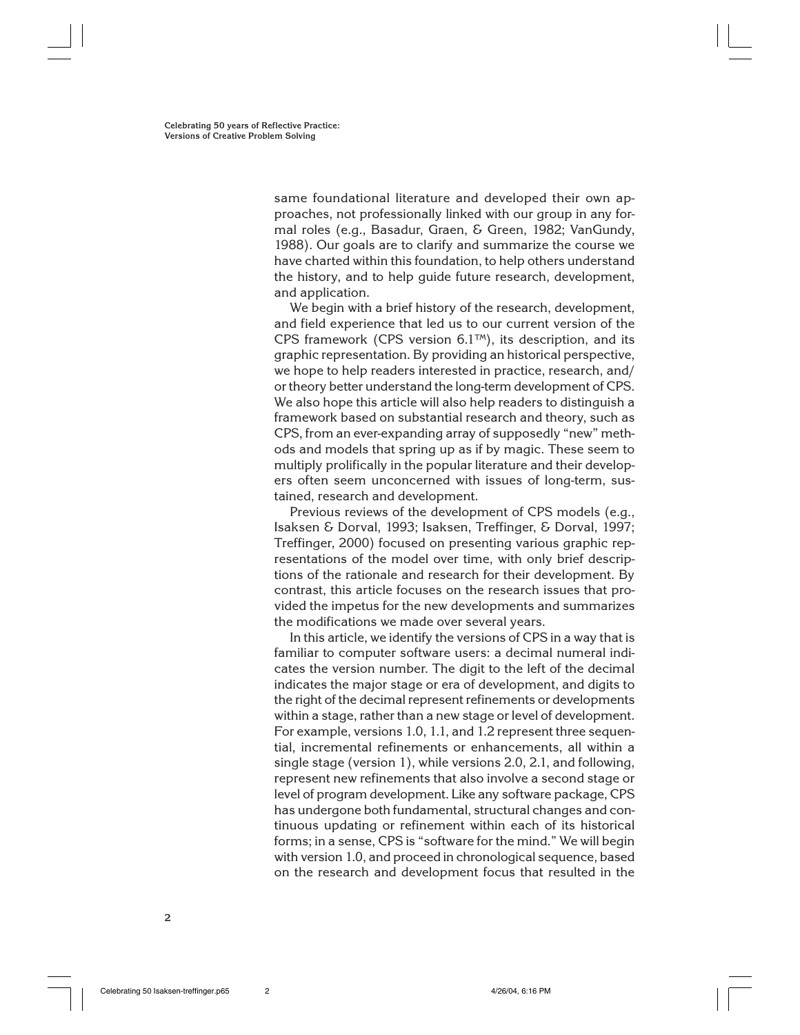same foundational literature and developed their own approaches, not professionally linked with our group in any formal roles (e.g., Basadur, Graen, & Green, 1982; VanGundy, 1988). Our goals are to clarify and summarize the course we have charted within this foundation, to help others understand the history, and to help guide future research, development, and application.

We begin with a brief history of the research, development, and field experience that led us to our current version of the CPS framework (CPS version 6.1™), its description, and its graphic representation. By providing an historical perspective, we hope to help readers interested in practice, research, and/or theory better understand the long-term development of CPS. We also hope this article will also help readers to distinguish a framework based on substantial research and theory, such as CPS, from an ever-expanding array of supposedly "new" methods and models that spring up as if by magic. These seem to multiply prolifically in the popular literature and their developers often seem unconcerned with issues of long-term, sustained, research and development.

Previous reviews of the development of CPS models (e.g., Isaksen & Dorval, 1993; Isaksen, Treffinger, & Dorval, 1997; Treffinger, 2000) focused on presenting various graphic representations of the model over time, with only brief descriptions of the rationale and research for their development. By contrast, this article focuses on the research issues that provided the impetus for the new developments and summarizes the modifications we made over several years.

In this article, we identify the versions of CPS in a way that is familiar to computer software users: a decimal numeral indicates the version number. The digit to the left of the decimal indicates the major stage or era of development, and digits to the right of the decimal represent refinements or developments within a stage, rather than a new stage or level of development. For example, versions 1.0, 1.1, and 1.2 represent three sequential, incremental refinements or enhancements, all within a single stage (version 1), while versions 2.0, 2.1, and following, represent new refinements that also involve a second stage or level of program development. Like any software package, CPS has undergone both fundamental, structural changes and continuous updating or refinement within each of its historical forms; in a sense, CPS is "software for the mind." We will begin with version 1.0, and proceed in chronological sequence, based on the research and development focus that resulted in the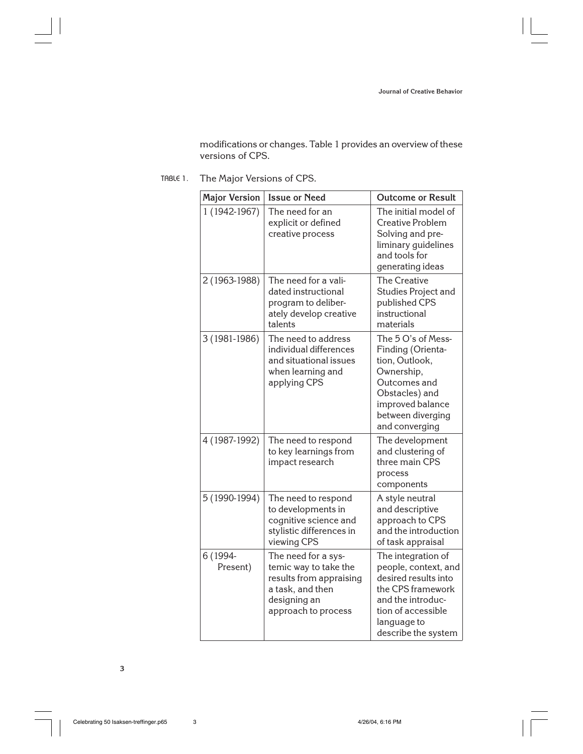modifications or changes. Table 1 provides an overview of these versions of CPS.

TABLE 1. The Major Versions of CPS.

| Major Version | Issue or Need | Outcome or Result |
| --- | --- | --- |
| 1 (1942-1967) | The need for an explicit or defined creative process | The initial model of Creative Problem Solving and preliminary guidelines and tools for generating ideas |
| 2 (1963-1988) | The need for a validated instructional program to deliberately develop creative talents | The Creative Studies Project and published CPS instructional materials |
| 3 (1981-1986) | The need to address individual differences and situational issues when learning and applying CPS | The 5 O's of Mess-Finding (Orientation, Outlook, Ownership, Outcomes and Obstacles) and improved balance between diverging and converging |
| 4 (1987-1992) | The need to respond to key learnings from impact research | The development and clustering of three main CPS process components |
| 5 (1990-1994) | The need to respond to developments in cognitive science and stylistic differences in viewing CPS | A style neutral and descriptive approach to CPS and the introduction of task appraisal |
| 6 (1994-Present) | The need for a systemic way to take the results from appraising a task, and then designing an approach to process | The integration of people, context, and desired results into the CPS framework and the introduction of accessible language to describe the system |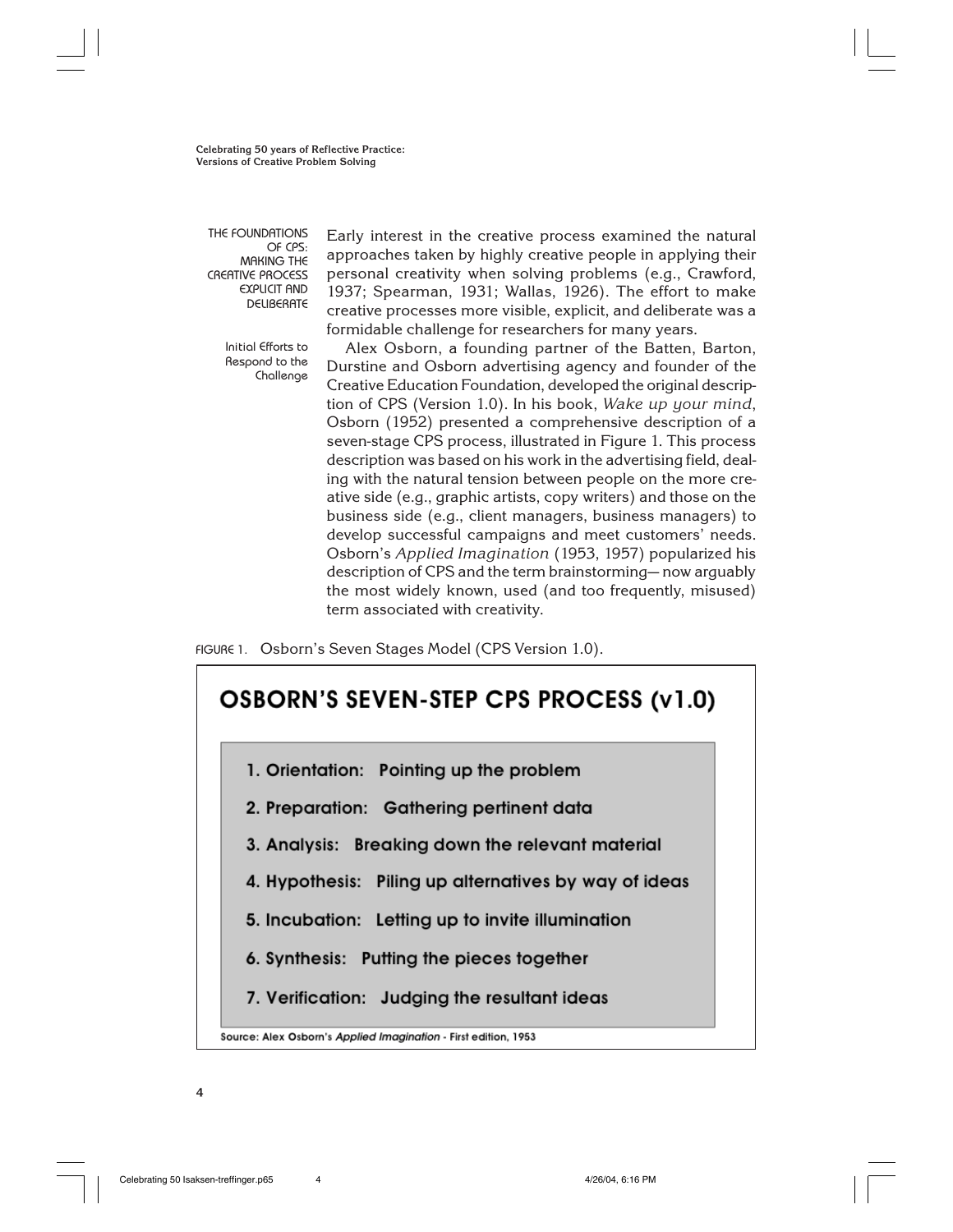## THE FOUNDATIONS OF CPS: MAKING THE CREATIVE PROCESS EXPLICIT AND DELIBERATE

Early interest in the creative process examined the natural approaches taken by highly creative people in applying their personal creativity when solving problems (e.g., Crawford, 1937; Spearman, 1931; Wallas, 1926). The effort to make creative processes more visible, explicit, and deliberate was a formidable challenge for researchers for many years.

### Initial Efforts to Respond to the Challenge

Alex Osborn, a founding partner of the Batten, Barton, Durstine and Osborn advertising agency and founder of the Creative Education Foundation, developed the original description of CPS (Version 1.0). In his book, *Wake up your mind*, Osborn (1952) presented a comprehensive description of a seven-stage CPS process, illustrated in Figure 1. This process description was based on his work in the advertising field, dealing with the natural tension between people on the more creative side (e.g., graphic artists, copy writers) and those on the business side (e.g., client managers, business managers) to develop successful campaigns and meet customers' needs. Osborn's *Applied Imagination* (1953, 1957) popularized his description of CPS and the term brainstorming— now arguably the most widely known, used (and too frequently, misused) term associated with creativity.

FIGURE 1. Osborn's Seven Stages Model (CPS Version 1.0).

**OSBORN'S SEVEN-STEP CPS PROCESS (v1.0)**

1. **Orientation:** Pointing up the problem
2. **Preparation:** Gathering pertinent data
3. **Analysis:** Breaking down the relevant material
4. **Hypothesis:** Piling up alternatives by way of ideas
5. **Incubation:** Letting up to invite illumination
6. **Synthesis:** Putting the pieces together
7. **Verification:** Judging the resultant ideas

Source: Alex Osborn's *Applied Imagination* - First edition, 1953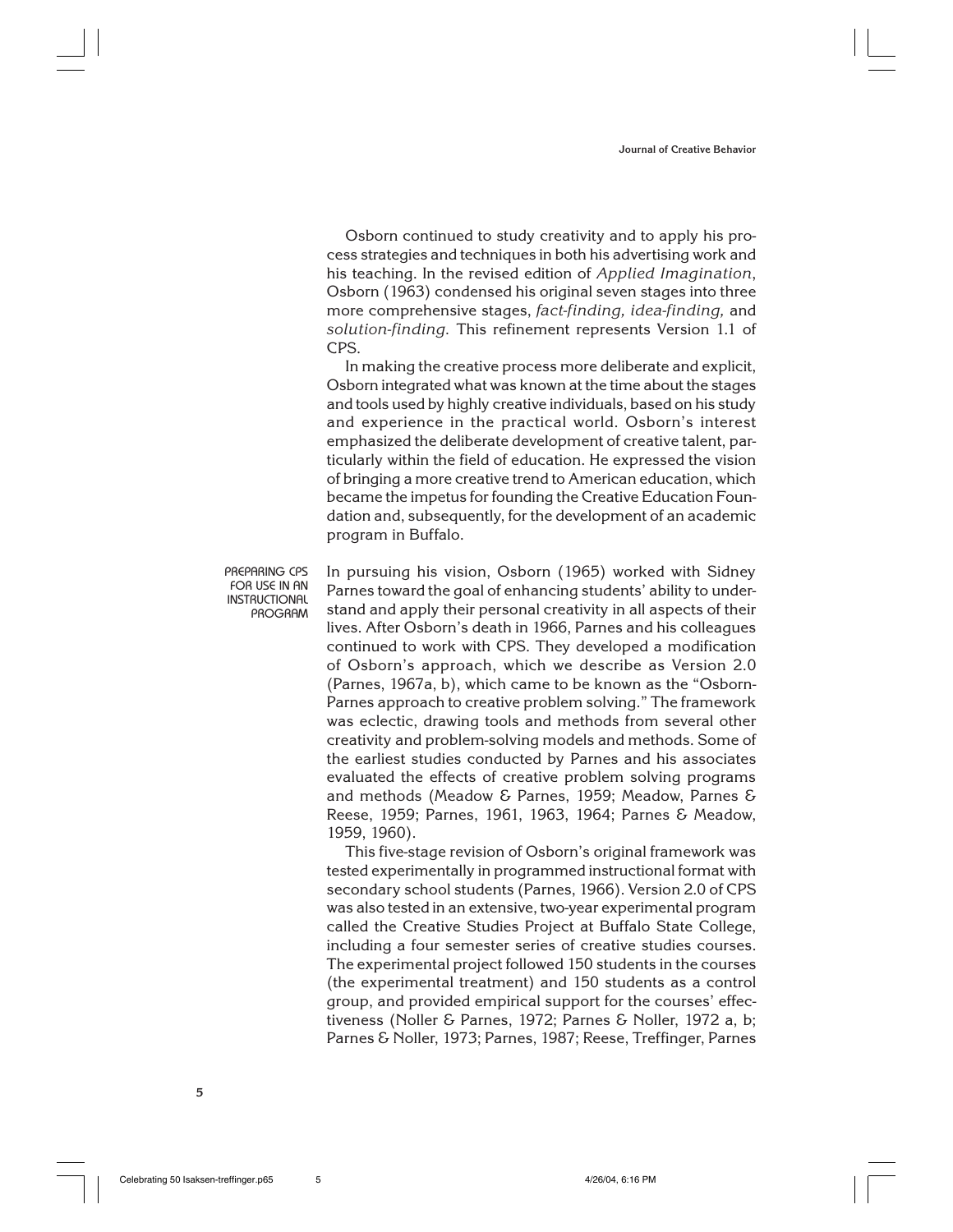Osborn continued to study creativity and to apply his process strategies and techniques in both his advertising work and his teaching. In the revised edition of *Applied Imagination*, Osborn (1963) condensed his original seven stages into three more comprehensive stages, *fact-finding, idea-finding,* and *solution-finding.* This refinement represents Version 1.1 of CPS.

In making the creative process more deliberate and explicit, Osborn integrated what was known at the time about the stages and tools used by highly creative individuals, based on his study and experience in the practical world. Osborn's interest emphasized the deliberate development of creative talent, particularly within the field of education. He expressed the vision of bringing a more creative trend to American education, which became the impetus for founding the Creative Education Foundation and, subsequently, for the development of an academic program in Buffalo.

## PREPARING CPS FOR USE IN AN INSTRUCTIONAL PROGRAM

In pursuing his vision, Osborn (1965) worked with Sidney Parnes toward the goal of enhancing students' ability to understand and apply their personal creativity in all aspects of their lives. After Osborn's death in 1966, Parnes and his colleagues continued to work with CPS. They developed a modification of Osborn's approach, which we describe as Version 2.0 (Parnes, 1967a, b), which came to be known as the "Osborn-Parnes approach to creative problem solving." The framework was eclectic, drawing tools and methods from several other creativity and problem-solving models and methods. Some of the earliest studies conducted by Parnes and his associates evaluated the effects of creative problem solving programs and methods (Meadow & Parnes, 1959; Meadow, Parnes & Reese, 1959; Parnes, 1961, 1963, 1964; Parnes & Meadow, 1959, 1960).

This five-stage revision of Osborn's original framework was tested experimentally in programmed instructional format with secondary school students (Parnes, 1966). Version 2.0 of CPS was also tested in an extensive, two-year experimental program called the Creative Studies Project at Buffalo State College, including a four semester series of creative studies courses. The experimental project followed 150 students in the courses (the experimental treatment) and 150 students as a control group, and provided empirical support for the courses' effectiveness (Noller & Parnes, 1972; Parnes & Noller, 1972 a, b; Parnes & Noller, 1973; Parnes, 1987; Reese, Treffinger, Parnes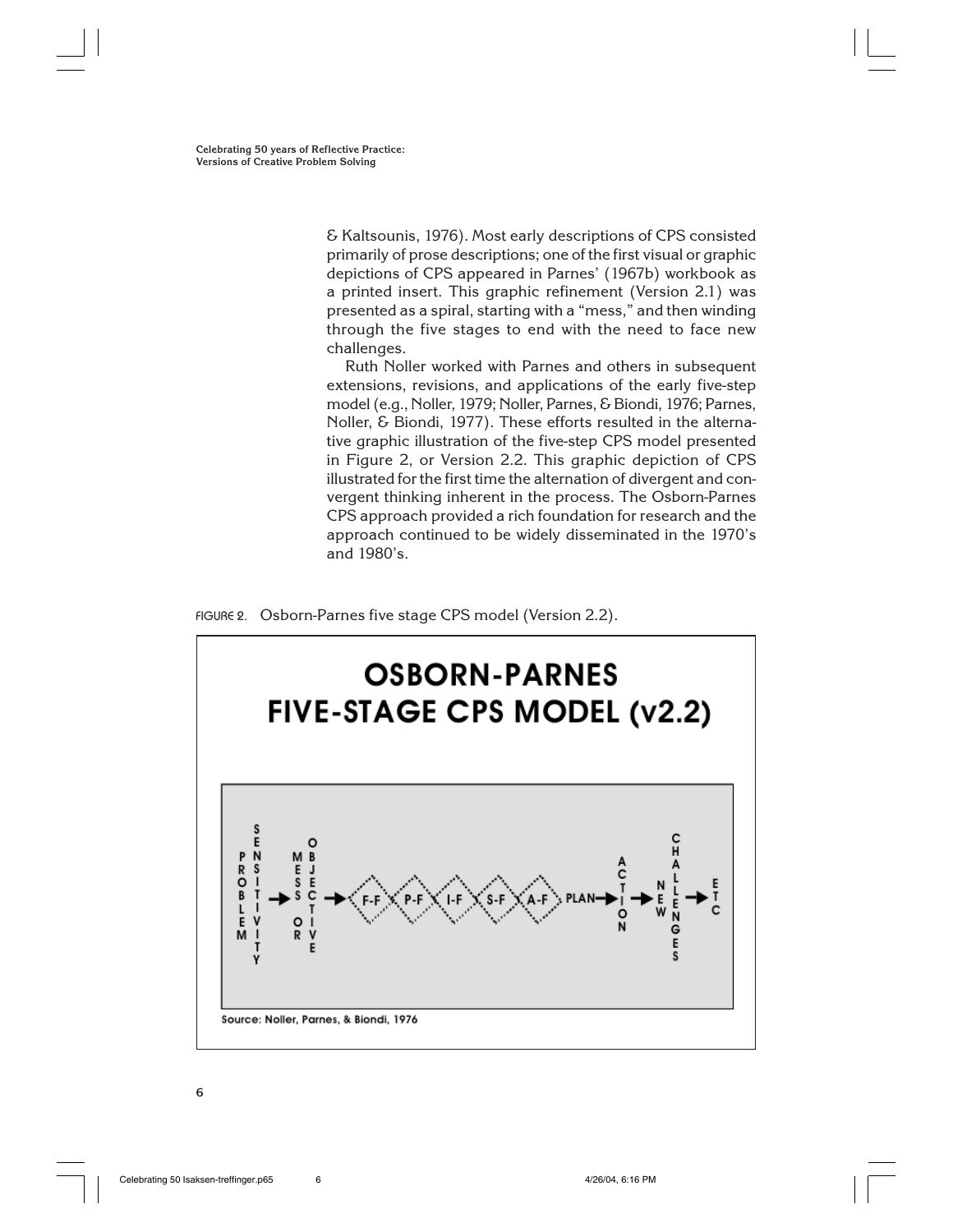& Kaltsounis, 1976). Most early descriptions of CPS consisted primarily of prose descriptions; one of the first visual or graphic depictions of CPS appeared in Parnes' (1967b) workbook as a printed insert. This graphic refinement (Version 2.1) was presented as a spiral, starting with a "mess," and then winding through the five stages to end with the need to face new challenges.

Ruth Noller worked with Parnes and others in subsequent extensions, revisions, and applications of the early five-step model (e.g., Noller, 1979; Noller, Parnes, & Biondi, 1976; Parnes, Noller, & Biondi, 1977). These efforts resulted in the alternative graphic illustration of the five-step CPS model presented in Figure 2, or Version 2.2. This graphic depiction of CPS illustrated for the first time the alternation of divergent and convergent thinking inherent in the process. The Osborn-Parnes CPS approach provided a rich foundation for research and the approach continued to be widely disseminated in the 1970's and 1980's.

FIGURE 2. Osborn-Parnes five stage CPS model (Version 2.2).

**OSBORN-PARNES FIVE-STAGE CPS MODEL (v2.2)**

PROBLEM SENSITIVITY → MESS OR OBJECTIVE → F-F ◇ P-F ◇ I-F ◇ S-F ◇ A-F → PLAN → ACTION → NEW CHALLENGES → ETC

Source: Noller, Parnes, & Biondi, 1976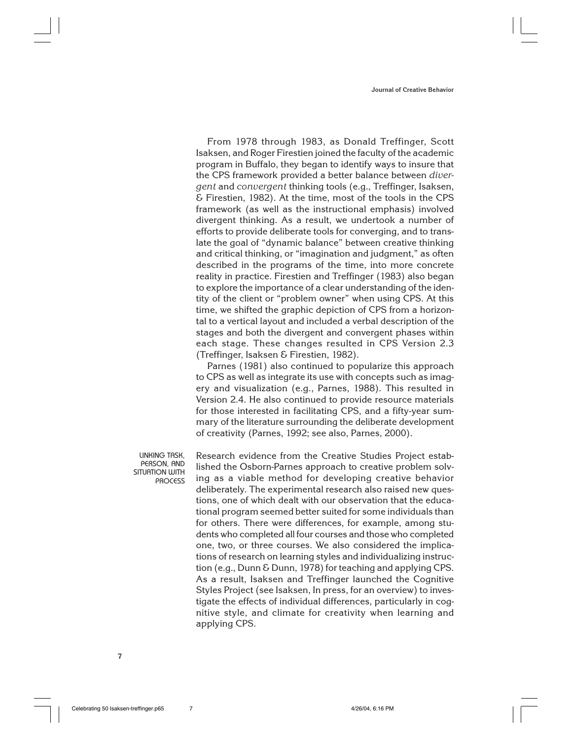From 1978 through 1983, as Donald Treffinger, Scott Isaksen, and Roger Firestien joined the faculty of the academic program in Buffalo, they began to identify ways to insure that the CPS framework provided a better balance between *divergent* and *convergent* thinking tools (e.g., Treffinger, Isaksen, & Firestien, 1982). At the time, most of the tools in the CPS framework (as well as the instructional emphasis) involved divergent thinking. As a result, we undertook a number of efforts to provide deliberate tools for converging, and to translate the goal of "dynamic balance" between creative thinking and critical thinking, or "imagination and judgment," as often described in the programs of the time, into more concrete reality in practice. Firestien and Treffinger (1983) also began to explore the importance of a clear understanding of the identity of the client or "problem owner" when using CPS. At this time, we shifted the graphic depiction of CPS from a horizontal to a vertical layout and included a verbal description of the stages and both the divergent and convergent phases within each stage. These changes resulted in CPS Version 2.3 (Treffinger, Isaksen & Firestien, 1982).

Parnes (1981) also continued to popularize this approach to CPS as well as integrate its use with concepts such as imagery and visualization (e.g., Parnes, 1988). This resulted in Version 2.4. He also continued to provide resource materials for those interested in facilitating CPS, and a fifty-year summary of the literature surrounding the deliberate development of creativity (Parnes, 1992; see also, Parnes, 2000).

## LINKING TASK, PERSON, AND SITUATION WITH PROCESS

Research evidence from the Creative Studies Project established the Osborn-Parnes approach to creative problem solving as a viable method for developing creative behavior deliberately. The experimental research also raised new questions, one of which dealt with our observation that the educational program seemed better suited for some individuals than for others. There were differences, for example, among students who completed all four courses and those who completed one, two, or three courses. We also considered the implications of research on learning styles and individualizing instruction (e.g., Dunn & Dunn, 1978) for teaching and applying CPS. As a result, Isaksen and Treffinger launched the Cognitive Styles Project (see Isaksen, In press, for an overview) to investigate the effects of individual differences, particularly in cognitive style, and climate for creativity when learning and applying CPS.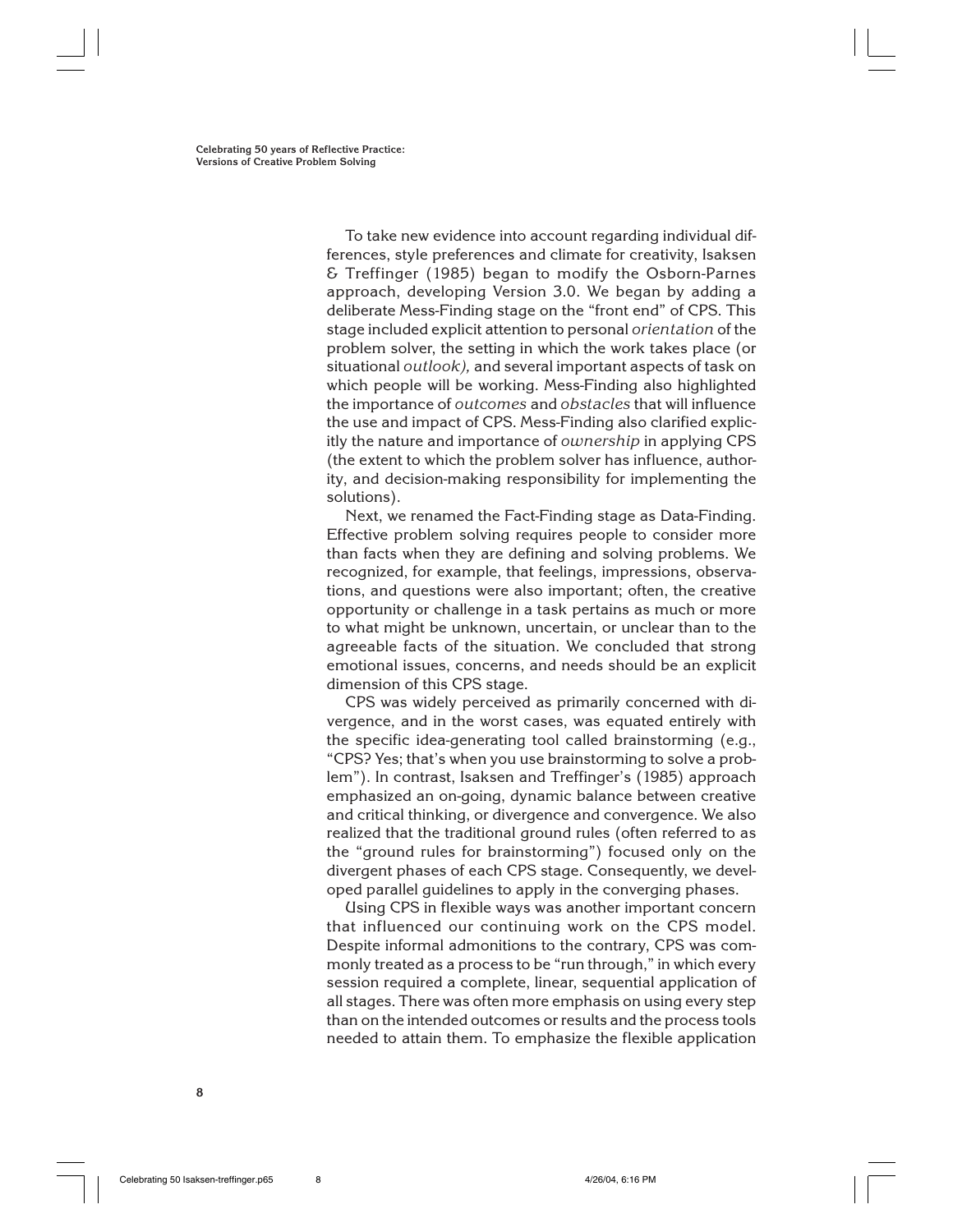To take new evidence into account regarding individual differences, style preferences and climate for creativity, Isaksen & Treffinger (1985) began to modify the Osborn-Parnes approach, developing Version 3.0. We began by adding a deliberate Mess-Finding stage on the "front end" of CPS. This stage included explicit attention to personal *orientation* of the problem solver, the setting in which the work takes place (or situational *outlook),* and several important aspects of task on which people will be working. Mess-Finding also highlighted the importance of *outcomes* and *obstacles* that will influence the use and impact of CPS. Mess-Finding also clarified explicitly the nature and importance of *ownership* in applying CPS (the extent to which the problem solver has influence, authority, and decision-making responsibility for implementing the solutions).

Next, we renamed the Fact-Finding stage as Data-Finding. Effective problem solving requires people to consider more than facts when they are defining and solving problems. We recognized, for example, that feelings, impressions, observations, and questions were also important; often, the creative opportunity or challenge in a task pertains as much or more to what might be unknown, uncertain, or unclear than to the agreeable facts of the situation. We concluded that strong emotional issues, concerns, and needs should be an explicit dimension of this CPS stage.

CPS was widely perceived as primarily concerned with divergence, and in the worst cases, was equated entirely with the specific idea-generating tool called brainstorming (e.g., "CPS? Yes; that's when you use brainstorming to solve a problem"). In contrast, Isaksen and Treffinger's (1985) approach emphasized an on-going, dynamic balance between creative and critical thinking, or divergence and convergence. We also realized that the traditional ground rules (often referred to as the "ground rules for brainstorming") focused only on the divergent phases of each CPS stage. Consequently, we developed parallel guidelines to apply in the converging phases.

Using CPS in flexible ways was another important concern that influenced our continuing work on the CPS model. Despite informal admonitions to the contrary, CPS was commonly treated as a process to be "run through," in which every session required a complete, linear, sequential application of all stages. There was often more emphasis on using every step than on the intended outcomes or results and the process tools needed to attain them. To emphasize the flexible application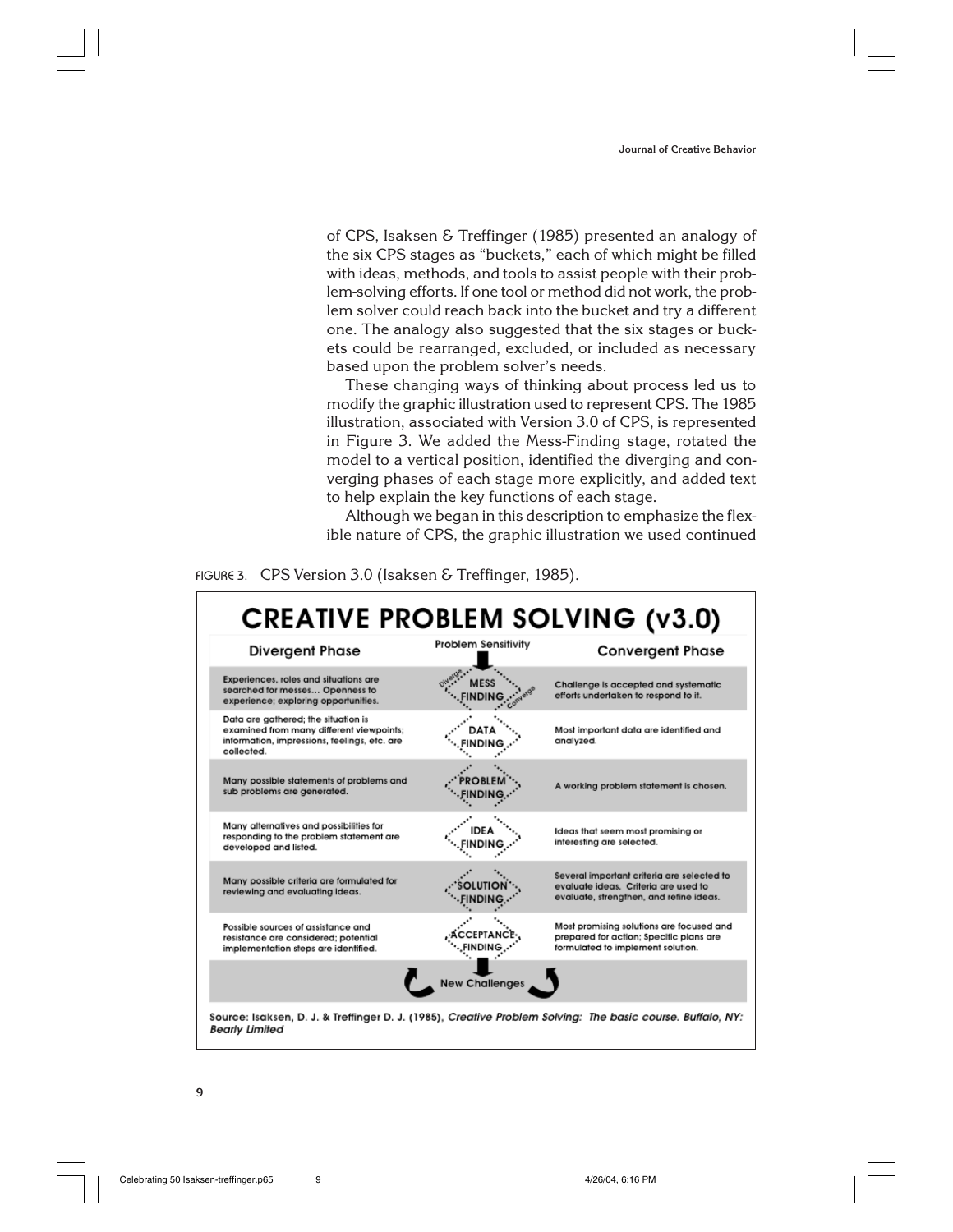of CPS, Isaksen & Treffinger (1985) presented an analogy of the six CPS stages as "buckets," each of which might be filled with ideas, methods, and tools to assist people with their problem-solving efforts. If one tool or method did not work, the problem solver could reach back into the bucket and try a different one. The analogy also suggested that the six stages or buckets could be rearranged, excluded, or included as necessary based upon the problem solver's needs.

These changing ways of thinking about process led us to modify the graphic illustration used to represent CPS. The 1985 illustration, associated with Version 3.0 of CPS, is represented in Figure 3. We added the Mess-Finding stage, rotated the model to a vertical position, identified the diverging and converging phases of each stage more explicitly, and added text to help explain the key functions of each stage.

Although we began in this description to emphasize the flexible nature of CPS, the graphic illustration we used continued

FIGURE 3. CPS Version 3.0 (Isaksen & Treffinger, 1985).

**CREATIVE PROBLEM SOLVING (v3.0)**

| Divergent Phase | Problem Sensitivity | Convergent Phase |
|---|---|---|
| Experiences, roles and situations are searched for messes... Openness to experience; exploring opportunities. | MESS FINDING (Diverge / Converge) | Challenge is accepted and systematic efforts undertaken to respond to it. |
| Data are gathered; the situation is examined from many different viewpoints; information, impressions, feelings, etc. are collected. | DATA FINDING | Most important data are identified and analyzed. |
| Many possible statements of problems and sub problems are generated. | PROBLEM FINDING | A working problem statement is chosen. |
| Many alternatives and possibilities for responding to the problem statement are developed and listed. | IDEA FINDING | Ideas that seem most promising or interesting are selected. |
| Many possible criteria are formulated for reviewing and evaluating ideas. | SOLUTION FINDING | Several important criteria are selected to evaluate ideas. Criteria are used to evaluate, strengthen, and refine ideas. |
| Possible sources of assistance and resistance are considered; potential implementation steps are identified. | ACCEPTANCE FINDING | Most promising solutions are focused and prepared for action; Specific plans are formulated to implement solution. |
| | New Challenges | |

Source: Isaksen, D. J. & Treffinger D. J. (1985), *Creative Problem Solving: The basic course. Buffalo, NY: Bearly Limited*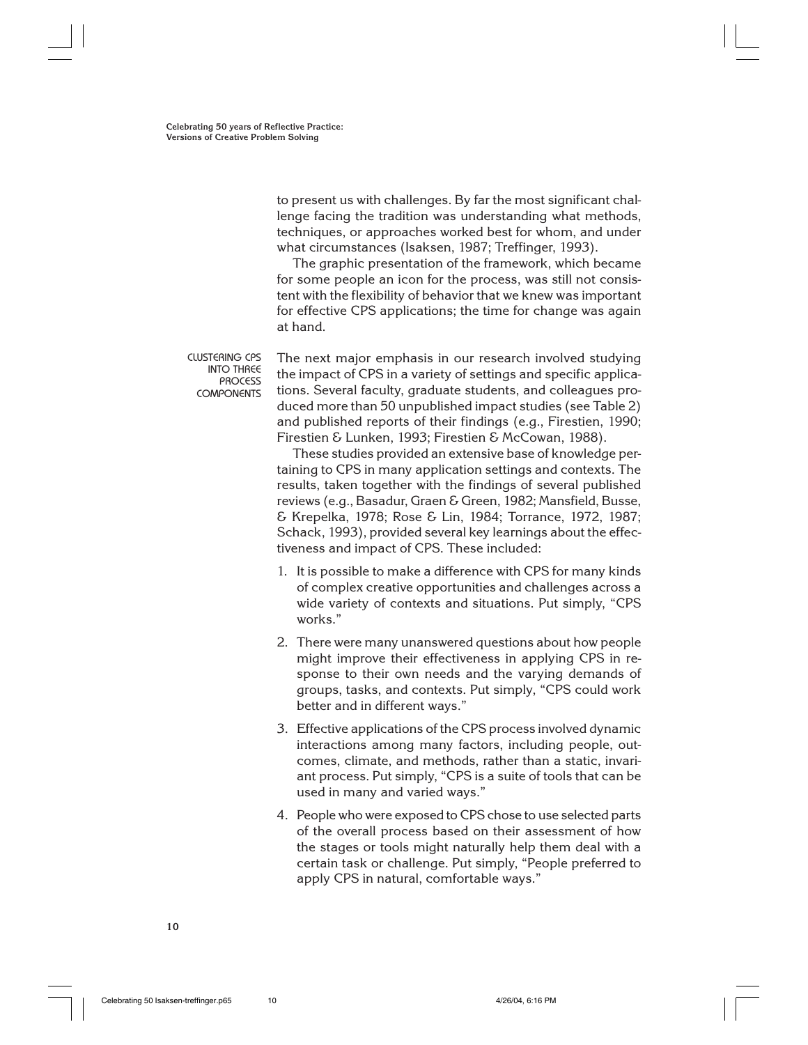to present us with challenges. By far the most significant challenge facing the tradition was understanding what methods, techniques, or approaches worked best for whom, and under what circumstances (Isaksen, 1987; Treffinger, 1993).

The graphic presentation of the framework, which became for some people an icon for the process, was still not consistent with the flexibility of behavior that we knew was important for effective CPS applications; the time for change was again at hand.

## CLUSTERING CPS INTO THREE PROCESS COMPONENTS

The next major emphasis in our research involved studying the impact of CPS in a variety of settings and specific applications. Several faculty, graduate students, and colleagues produced more than 50 unpublished impact studies (see Table 2) and published reports of their findings (e.g., Firestien, 1990; Firestien & Lunken, 1993; Firestien & McCowan, 1988).

These studies provided an extensive base of knowledge pertaining to CPS in many application settings and contexts. The results, taken together with the findings of several published reviews (e.g., Basadur, Graen & Green, 1982; Mansfield, Busse, & Krepelka, 1978; Rose & Lin, 1984; Torrance, 1972, 1987; Schack, 1993), provided several key learnings about the effectiveness and impact of CPS. These included:

1. It is possible to make a difference with CPS for many kinds of complex creative opportunities and challenges across a wide variety of contexts and situations. Put simply, "CPS works."
2. There were many unanswered questions about how people might improve their effectiveness in applying CPS in response to their own needs and the varying demands of groups, tasks, and contexts. Put simply, "CPS could work better and in different ways."
3. Effective applications of the CPS process involved dynamic interactions among many factors, including people, outcomes, climate, and methods, rather than a static, invariant process. Put simply, "CPS is a suite of tools that can be used in many and varied ways."
4. People who were exposed to CPS chose to use selected parts of the overall process based on their assessment of how the stages or tools might naturally help them deal with a certain task or challenge. Put simply, "People preferred to apply CPS in natural, comfortable ways."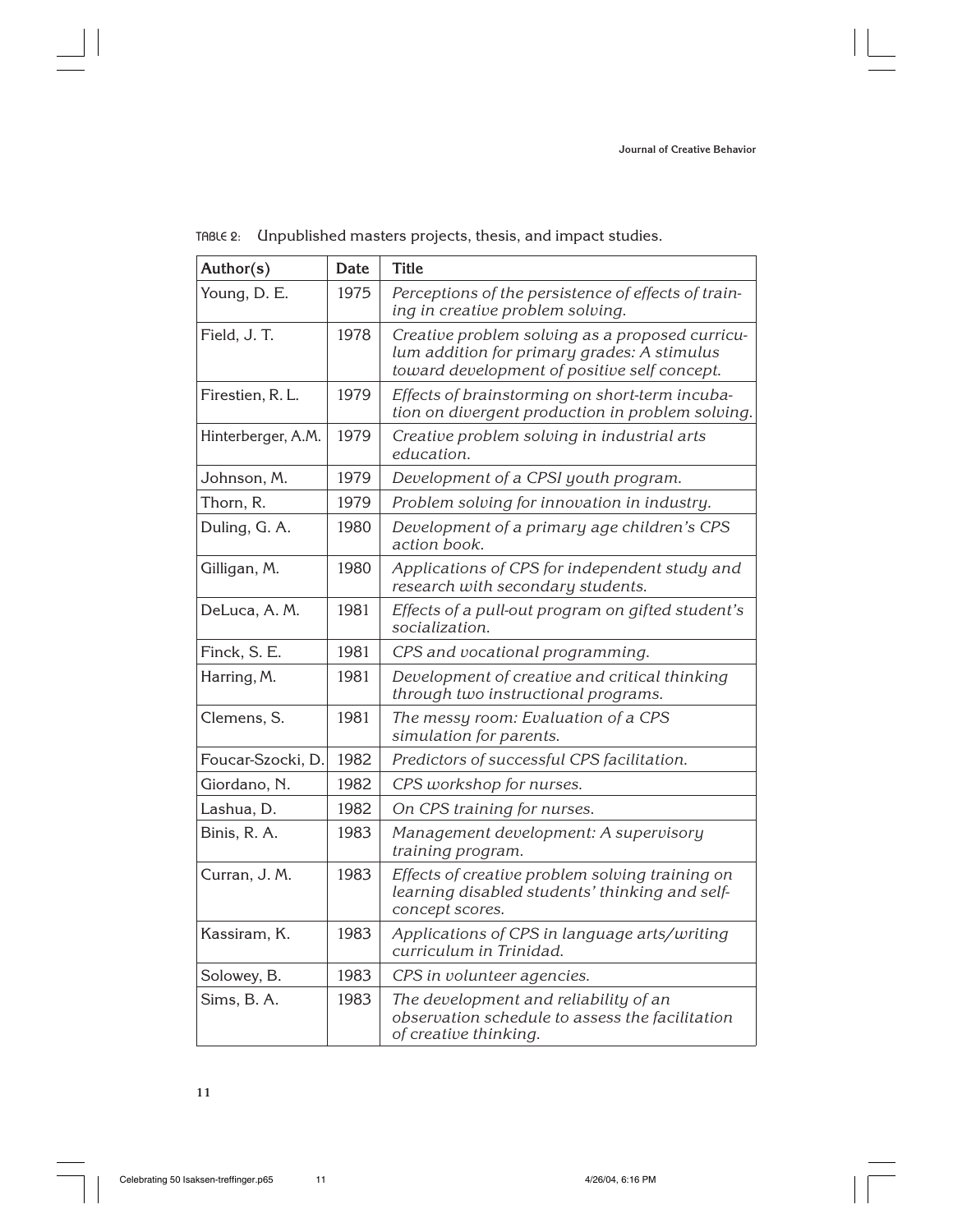TABLE 2: Unpublished masters projects, thesis, and impact studies.

| Author(s) | Date | Title |
|---|---|---|
| Young, D. E. | 1975 | *Perceptions of the persistence of effects of training in creative problem solving.* |
| Field, J. T. | 1978 | *Creative problem solving as a proposed curriculum addition for primary grades: A stimulus toward development of positive self concept.* |
| Firestien, R. L. | 1979 | *Effects of brainstorming on short-term incubation on divergent production in problem solving.* |
| Hinterberger, A.M. | 1979 | *Creative problem solving in industrial arts education.* |
| Johnson, M. | 1979 | *Development of a CPSI youth program.* |
| Thorn, R. | 1979 | *Problem solving for innovation in industry.* |
| Duling, G. A. | 1980 | *Development of a primary age children's CPS action book.* |
| Gilligan, M. | 1980 | *Applications of CPS for independent study and research with secondary students.* |
| DeLuca, A. M. | 1981 | *Effects of a pull-out program on gifted student's socialization.* |
| Finck, S. E. | 1981 | *CPS and vocational programming.* |
| Harring, M. | 1981 | *Development of creative and critical thinking through two instructional programs.* |
| Clemens, S. | 1981 | *The messy room: Evaluation of a CPS simulation for parents.* |
| Foucar-Szocki, D. | 1982 | *Predictors of successful CPS facilitation.* |
| Giordano, N. | 1982 | *CPS workshop for nurses.* |
| Lashua, D. | 1982 | *On CPS training for nurses.* |
| Binis, R. A. | 1983 | *Management development: A supervisory training program.* |
| Curran, J. M. | 1983 | *Effects of creative problem solving training on learning disabled students' thinking and self-concept scores.* |
| Kassiram, K. | 1983 | *Applications of CPS in language arts/writing curriculum in Trinidad.* |
| Solowey, B. | 1983 | *CPS in volunteer agencies.* |
| Sims, B. A. | 1983 | *The development and reliability of an observation schedule to assess the facilitation of creative thinking.* |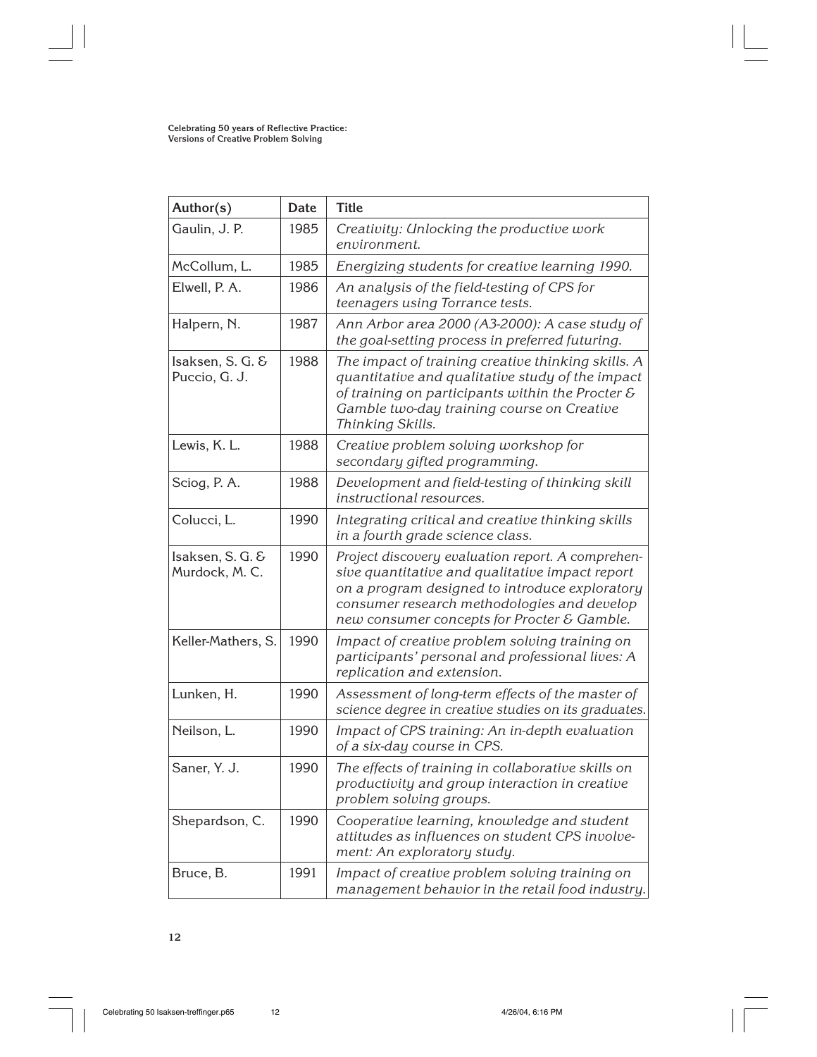| Author(s) | Date | Title |
|---|---|---|
| Gaulin, J. P. | 1985 | *Creativity: Unlocking the productive work environment.* |
| McCollum, L. | 1985 | *Energizing students for creative learning 1990.* |
| Elwell, P. A. | 1986 | *An analysis of the field-testing of CPS for teenagers using Torrance tests.* |
| Halpern, N. | 1987 | *Ann Arbor area 2000 (A3-2000): A case study of the goal-setting process in preferred futuring.* |
| Isaksen, S. G. & Puccio, G. J. | 1988 | *The impact of training creative thinking skills. A quantitative and qualitative study of the impact of training on participants within the Procter & Gamble two-day training course on Creative Thinking Skills.* |
| Lewis, K. L. | 1988 | *Creative problem solving workshop for secondary gifted programming.* |
| Sciog, P. A. | 1988 | *Development and field-testing of thinking skill instructional resources.* |
| Colucci, L. | 1990 | *Integrating critical and creative thinking skills in a fourth grade science class.* |
| Isaksen, S. G. & Murdock, M. C. | 1990 | *Project discovery evaluation report. A comprehensive quantitative and qualitative impact report on a program designed to introduce exploratory consumer research methodologies and develop new consumer concepts for Procter & Gamble.* |
| Keller-Mathers, S. | 1990 | *Impact of creative problem solving training on participants' personal and professional lives: A replication and extension.* |
| Lunken, H. | 1990 | *Assessment of long-term effects of the master of science degree in creative studies on its graduates.* |
| Neilson, L. | 1990 | *Impact of CPS training: An in-depth evaluation of a six-day course in CPS.* |
| Saner, Y. J. | 1990 | *The effects of training in collaborative skills on productivity and group interaction in creative problem solving groups.* |
| Shepardson, C. | 1990 | *Cooperative learning, knowledge and student attitudes as influences on student CPS involvement: An exploratory study.* |
| Bruce, B. | 1991 | *Impact of creative problem solving training on management behavior in the retail food industry.* |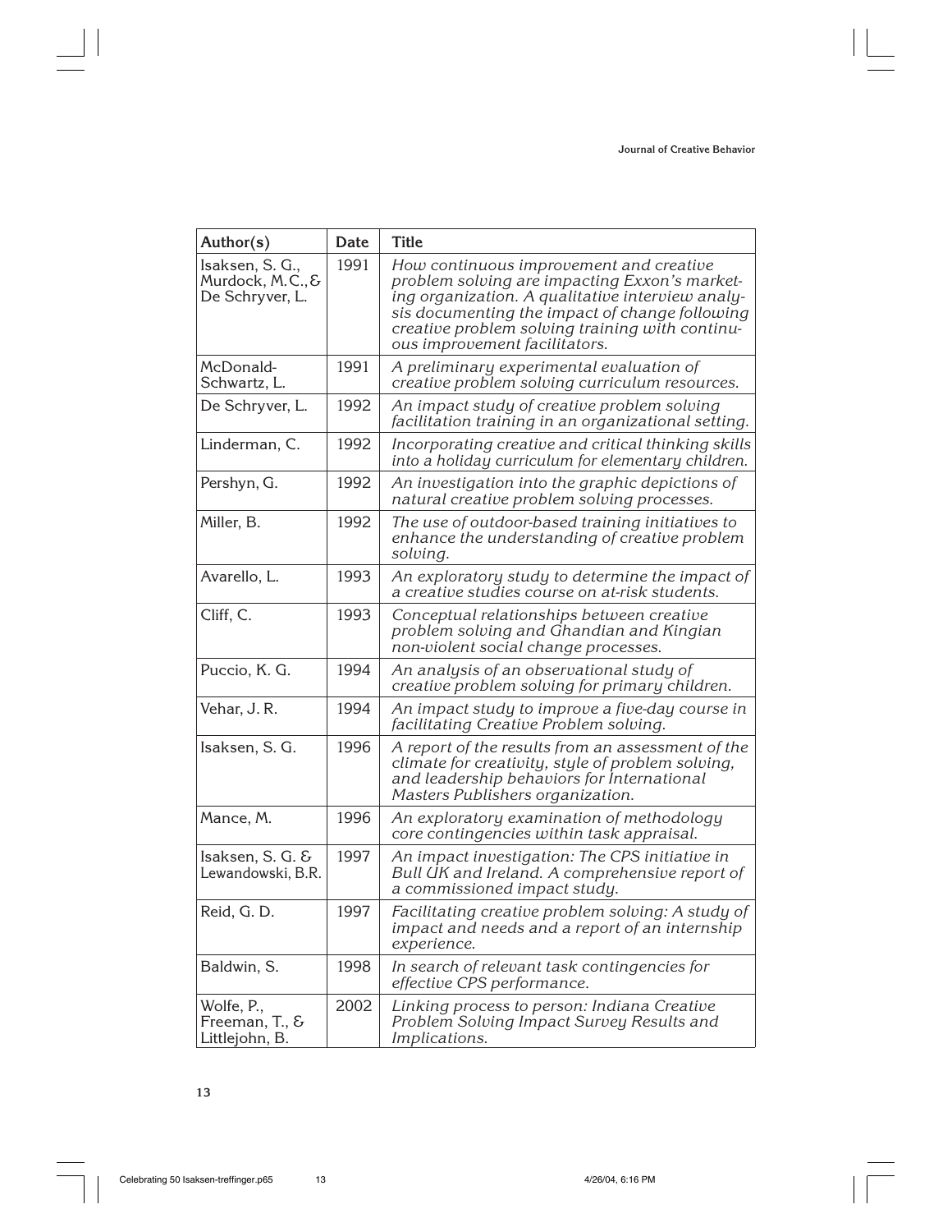| Author(s) | Date | Title |
|---|---|---|
| Isaksen, S. G., Murdock, M. C., & De Schryver, L. | 1991 | *How continuous improvement and creative problem solving are impacting Exxon's marketing organization. A qualitative interview analysis documenting the impact of change following creative problem solving training with continuous improvement facilitators.* |
| McDonald-Schwartz, L. | 1991 | *A preliminary experimental evaluation of creative problem solving curriculum resources.* |
| De Schryver, L. | 1992 | *An impact study of creative problem solving facilitation training in an organizational setting.* |
| Linderman, C. | 1992 | *Incorporating creative and critical thinking skills into a holiday curriculum for elementary children.* |
| Pershyn, G. | 1992 | *An investigation into the graphic depictions of natural creative problem solving processes.* |
| Miller, B. | 1992 | *The use of outdoor-based training initiatives to enhance the understanding of creative problem solving.* |
| Avarello, L. | 1993 | *An exploratory study to determine the impact of a creative studies course on at-risk students.* |
| Cliff, C. | 1993 | *Conceptual relationships between creative problem solving and Ghandian and Kingian non-violent social change processes.* |
| Puccio, K. G. | 1994 | *An analysis of an observational study of creative problem solving for primary children.* |
| Vehar, J. R. | 1994 | *An impact study to improve a five-day course in facilitating Creative Problem solving.* |
| Isaksen, S. G. | 1996 | *A report of the results from an assessment of the climate for creativity, style of problem solving, and leadership behaviors for International Masters Publishers organization.* |
| Mance, M. | 1996 | *An exploratory examination of methodology core contingencies within task appraisal.* |
| Isaksen, S. G. & Lewandowski, B.R. | 1997 | *An impact investigation: The CPS initiative in Bull UK and Ireland. A comprehensive report of a commissioned impact study.* |
| Reid, G. D. | 1997 | *Facilitating creative problem solving: A study of impact and needs and a report of an internship experience.* |
| Baldwin, S. | 1998 | *In search of relevant task contingencies for effective CPS performance.* |
| Wolfe, P., Freeman, T., & Littlejohn, B. | 2002 | *Linking process to person: Indiana Creative Problem Solving Impact Survey Results and Implications.* |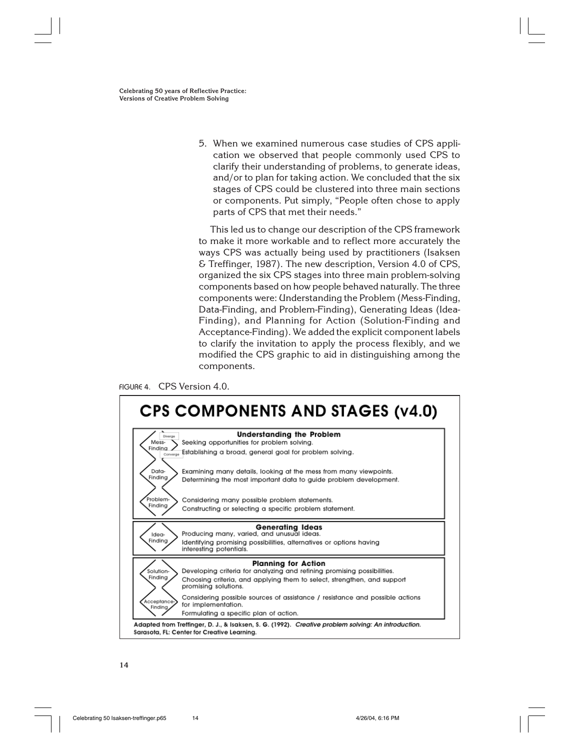5. When we examined numerous case studies of CPS application we observed that people commonly used CPS to clarify their understanding of problems, to generate ideas, and/or to plan for taking action. We concluded that the six stages of CPS could be clustered into three main sections or components. Put simply, "People often chose to apply parts of CPS that met their needs."

This led us to change our description of the CPS framework to make it more workable and to reflect more accurately the ways CPS was actually being used by practitioners (Isaksen & Treffinger, 1987). The new description, Version 4.0 of CPS, organized the six CPS stages into three main problem-solving components based on how people behaved naturally. The three components were: Understanding the Problem (Mess-Finding, Data-Finding, and Problem-Finding), Generating Ideas (Idea-Finding), and Planning for Action (Solution-Finding and Acceptance-Finding). We added the explicit component labels to clarify the invitation to apply the process flexibly, and we modified the CPS graphic to aid in distinguishing among the components.

FIGURE 4. CPS Version 4.0.

**CPS COMPONENTS AND STAGES (v4.0)**

| Stage | Understanding the Problem |
|---|---|
| Mess-Finding | Diverge: Seeking opportunities for problem solving.<br>Converge: Establishing a broad, general goal for problem solving. |
| Data-Finding | Examining many details, looking at the mess from many viewpoints.<br>Determining the most important data to guide problem development. |
| Problem-Finding | Considering many possible problem statements.<br>Constructing or selecting a specific problem statement. |

| Stage | Generating Ideas |
|---|---|
| Idea-Finding | Producing many, varied, and unusual ideas.<br>Identifying promising possibilities, alternatives or options having interesting potentials. |

| Stage | Planning for Action |
|---|---|
| Solution-Finding | Developing criteria for analyzing and refining promising possibilities.<br>Choosing criteria, and applying them to select, strengthen, and support promising solutions. |
| Acceptance-Finding | Considering possible sources of assistance / resistance and possible actions for implementation.<br>Formulating a specific plan of action. |

Adapted from Treffinger, D. J., & Isaksen, S. G. (1992). *Creative problem solving: An introduction.* Sarasota, FL: Center for Creative Learning.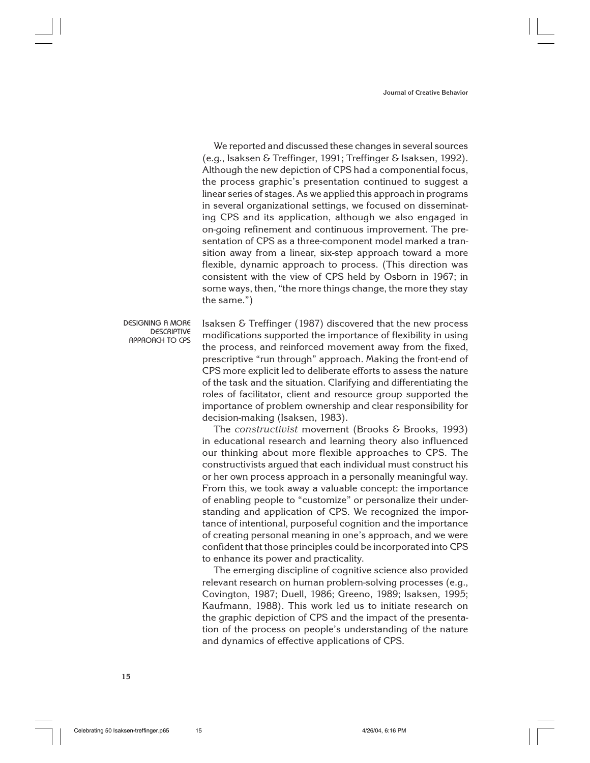We reported and discussed these changes in several sources (e.g., Isaksen & Treffinger, 1991; Treffinger & Isaksen, 1992). Although the new depiction of CPS had a componential focus, the process graphic's presentation continued to suggest a linear series of stages. As we applied this approach in programs in several organizational settings, we focused on disseminating CPS and its application, although we also engaged in on-going refinement and continuous improvement. The presentation of CPS as a three-component model marked a transition away from a linear, six-step approach toward a more flexible, dynamic approach to process. (This direction was consistent with the view of CPS held by Osborn in 1967; in some ways, then, "the more things change, the more they stay the same.")

## DESIGNING A MORE DESCRIPTIVE APPROACH TO CPS

Isaksen & Treffinger (1987) discovered that the new process modifications supported the importance of flexibility in using the process, and reinforced movement away from the fixed, prescriptive "run through" approach. Making the front-end of CPS more explicit led to deliberate efforts to assess the nature of the task and the situation. Clarifying and differentiating the roles of facilitator, client and resource group supported the importance of problem ownership and clear responsibility for decision-making (Isaksen, 1983).

The *constructivist* movement (Brooks & Brooks, 1993) in educational research and learning theory also influenced our thinking about more flexible approaches to CPS. The constructivists argued that each individual must construct his or her own process approach in a personally meaningful way. From this, we took away a valuable concept: the importance of enabling people to "customize" or personalize their understanding and application of CPS. We recognized the importance of intentional, purposeful cognition and the importance of creating personal meaning in one's approach, and we were confident that those principles could be incorporated into CPS to enhance its power and practicality.

The emerging discipline of cognitive science also provided relevant research on human problem-solving processes (e.g., Covington, 1987; Duell, 1986; Greeno, 1989; Isaksen, 1995; Kaufmann, 1988). This work led us to initiate research on the graphic depiction of CPS and the impact of the presentation of the process on people's understanding of the nature and dynamics of effective applications of CPS.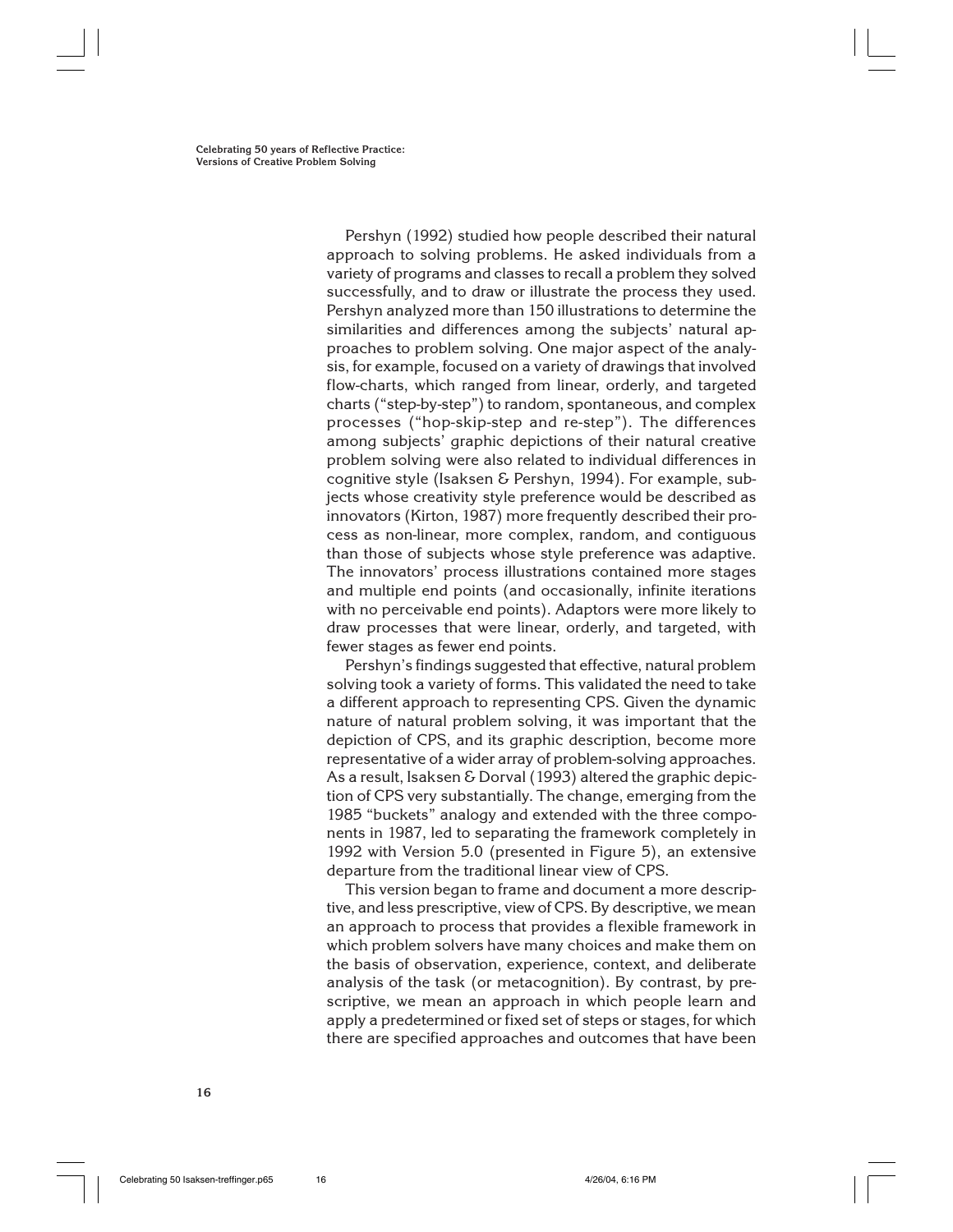Pershyn (1992) studied how people described their natural approach to solving problems. He asked individuals from a variety of programs and classes to recall a problem they solved successfully, and to draw or illustrate the process they used. Pershyn analyzed more than 150 illustrations to determine the similarities and differences among the subjects' natural approaches to problem solving. One major aspect of the analysis, for example, focused on a variety of drawings that involved flow-charts, which ranged from linear, orderly, and targeted charts ("step-by-step") to random, spontaneous, and complex processes ("hop-skip-step and re-step"). The differences among subjects' graphic depictions of their natural creative problem solving were also related to individual differences in cognitive style (Isaksen & Pershyn, 1994). For example, subjects whose creativity style preference would be described as innovators (Kirton, 1987) more frequently described their process as non-linear, more complex, random, and contiguous than those of subjects whose style preference was adaptive. The innovators' process illustrations contained more stages and multiple end points (and occasionally, infinite iterations with no perceivable end points). Adaptors were more likely to draw processes that were linear, orderly, and targeted, with fewer stages as fewer end points.

Pershyn's findings suggested that effective, natural problem solving took a variety of forms. This validated the need to take a different approach to representing CPS. Given the dynamic nature of natural problem solving, it was important that the depiction of CPS, and its graphic description, become more representative of a wider array of problem-solving approaches. As a result, Isaksen & Dorval (1993) altered the graphic depiction of CPS very substantially. The change, emerging from the 1985 "buckets" analogy and extended with the three components in 1987, led to separating the framework completely in 1992 with Version 5.0 (presented in Figure 5), an extensive departure from the traditional linear view of CPS.

This version began to frame and document a more descriptive, and less prescriptive, view of CPS. By descriptive, we mean an approach to process that provides a flexible framework in which problem solvers have many choices and make them on the basis of observation, experience, context, and deliberate analysis of the task (or metacognition). By contrast, by prescriptive, we mean an approach in which people learn and apply a predetermined or fixed set of steps or stages, for which there are specified approaches and outcomes that have been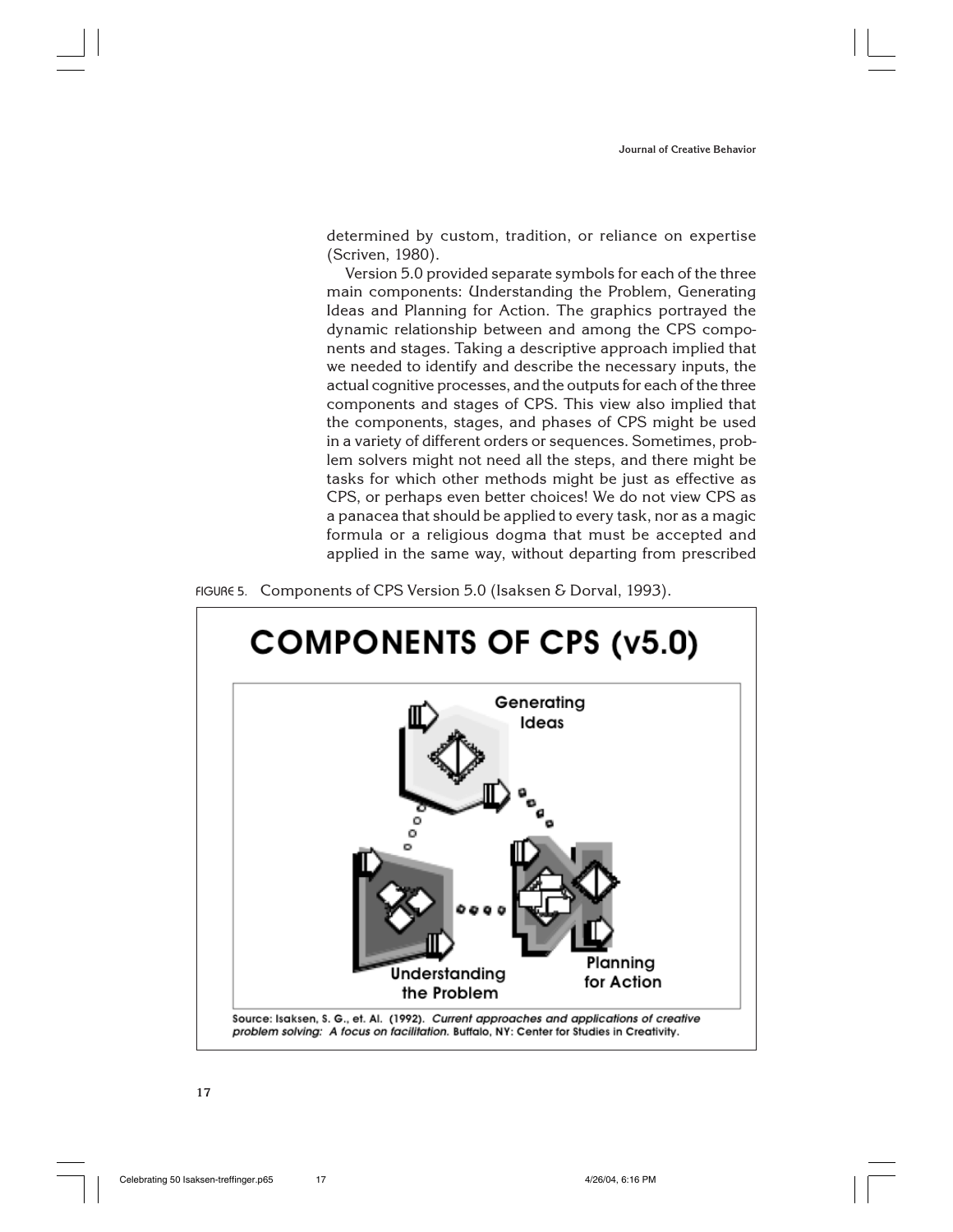determined by custom, tradition, or reliance on expertise (Scriven, 1980).

Version 5.0 provided separate symbols for each of the three main components: Understanding the Problem, Generating Ideas and Planning for Action. The graphics portrayed the dynamic relationship between and among the CPS components and stages. Taking a descriptive approach implied that we needed to identify and describe the necessary inputs, the actual cognitive processes, and the outputs for each of the three components and stages of CPS. This view also implied that the components, stages, and phases of CPS might be used in a variety of different orders or sequences. Sometimes, problem solvers might not need all the steps, and there might be tasks for which other methods might be just as effective as CPS, or perhaps even better choices! We do not view CPS as a panacea that should be applied to every task, nor as a magic formula or a religious dogma that must be accepted and applied in the same way, without departing from prescribed

FIGURE 5. Components of CPS Version 5.0 (Isaksen & Dorval, 1993).

**COMPONENTS OF CPS (v5.0)**

Generating Ideas

Understanding the Problem

Planning for Action

Source: Isaksen, S. G., et. Al. (1992). *Current approaches and applications of creative problem solving: A focus on facilitation.* Buffalo, NY: Center for Studies in Creativity.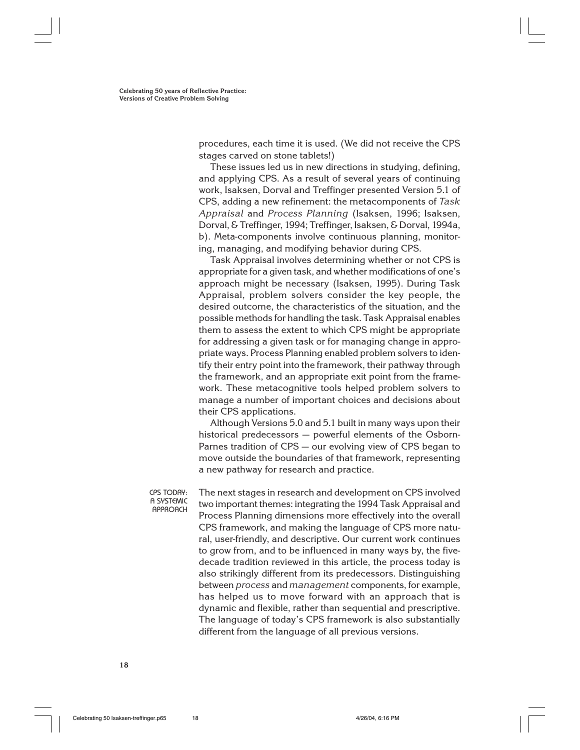procedures, each time it is used. (We did not receive the CPS stages carved on stone tablets!)

These issues led us in new directions in studying, defining, and applying CPS. As a result of several years of continuing work, Isaksen, Dorval and Treffinger presented Version 5.1 of CPS, adding a new refinement: the metacomponents of *Task Appraisal* and *Process Planning* (Isaksen, 1996; Isaksen, Dorval, & Treffinger, 1994; Treffinger, Isaksen, & Dorval, 1994a, b). Meta-components involve continuous planning, monitoring, managing, and modifying behavior during CPS.

Task Appraisal involves determining whether or not CPS is appropriate for a given task, and whether modifications of one's approach might be necessary (Isaksen, 1995). During Task Appraisal, problem solvers consider the key people, the desired outcome, the characteristics of the situation, and the possible methods for handling the task. Task Appraisal enables them to assess the extent to which CPS might be appropriate for addressing a given task or for managing change in appropriate ways. Process Planning enabled problem solvers to identify their entry point into the framework, their pathway through the framework, and an appropriate exit point from the framework. These metacognitive tools helped problem solvers to manage a number of important choices and decisions about their CPS applications.

Although Versions 5.0 and 5.1 built in many ways upon their historical predecessors — powerful elements of the Osborn-Parnes tradition of CPS — our evolving view of CPS began to move outside the boundaries of that framework, representing a new pathway for research and practice.

## CPS Today: A Systemic Approach

The next stages in research and development on CPS involved two important themes: integrating the 1994 Task Appraisal and Process Planning dimensions more effectively into the overall CPS framework, and making the language of CPS more natural, user-friendly, and descriptive. Our current work continues to grow from, and to be influenced in many ways by, the five-decade tradition reviewed in this article, the process today is also strikingly different from its predecessors. Distinguishing between *process* and *management* components, for example, has helped us to move forward with an approach that is dynamic and flexible, rather than sequential and prescriptive. The language of today's CPS framework is also substantially different from the language of all previous versions.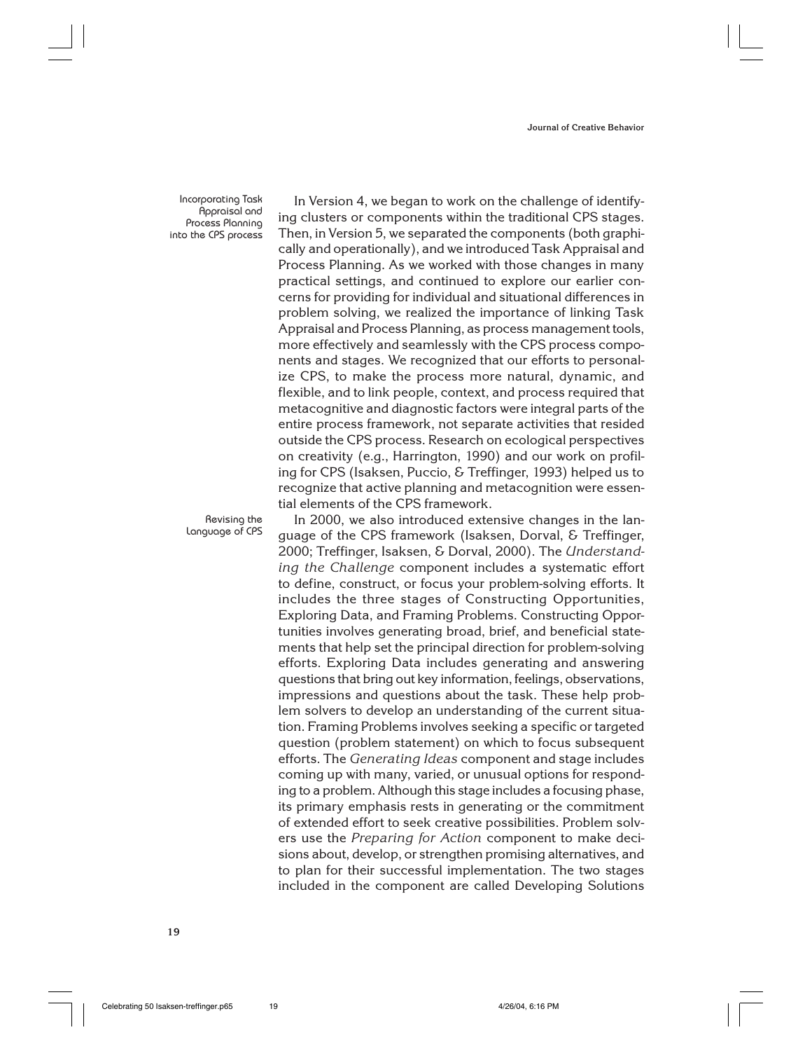### Incorporating Task Appraisal and Process Planning into the CPS process

In Version 4, we began to work on the challenge of identifying clusters or components within the traditional CPS stages. Then, in Version 5, we separated the components (both graphically and operationally), and we introduced Task Appraisal and Process Planning. As we worked with those changes in many practical settings, and continued to explore our earlier concerns for providing for individual and situational differences in problem solving, we realized the importance of linking Task Appraisal and Process Planning, as process management tools, more effectively and seamlessly with the CPS process components and stages. We recognized that our efforts to personalize CPS, to make the process more natural, dynamic, and flexible, and to link people, context, and process required that metacognitive and diagnostic factors were integral parts of the entire process framework, not separate activities that resided outside the CPS process. Research on ecological perspectives on creativity (e.g., Harrington, 1990) and our work on profiling for CPS (Isaksen, Puccio, & Treffinger, 1993) helped us to recognize that active planning and metacognition were essential elements of the CPS framework.

### Revising the Language of CPS

In 2000, we also introduced extensive changes in the language of the CPS framework (Isaksen, Dorval, & Treffinger, 2000; Treffinger, Isaksen, & Dorval, 2000). The *Understanding the Challenge* component includes a systematic effort to define, construct, or focus your problem-solving efforts. It includes the three stages of Constructing Opportunities, Exploring Data, and Framing Problems. Constructing Opportunities involves generating broad, brief, and beneficial statements that help set the principal direction for problem-solving efforts. Exploring Data includes generating and answering questions that bring out key information, feelings, observations, impressions and questions about the task. These help problem solvers to develop an understanding of the current situation. Framing Problems involves seeking a specific or targeted question (problem statement) on which to focus subsequent efforts. The *Generating Ideas* component and stage includes coming up with many, varied, or unusual options for responding to a problem. Although this stage includes a focusing phase, its primary emphasis rests in generating or the commitment of extended effort to seek creative possibilities. Problem solvers use the *Preparing for Action* component to make decisions about, develop, or strengthen promising alternatives, and to plan for their successful implementation. The two stages included in the component are called Developing Solutions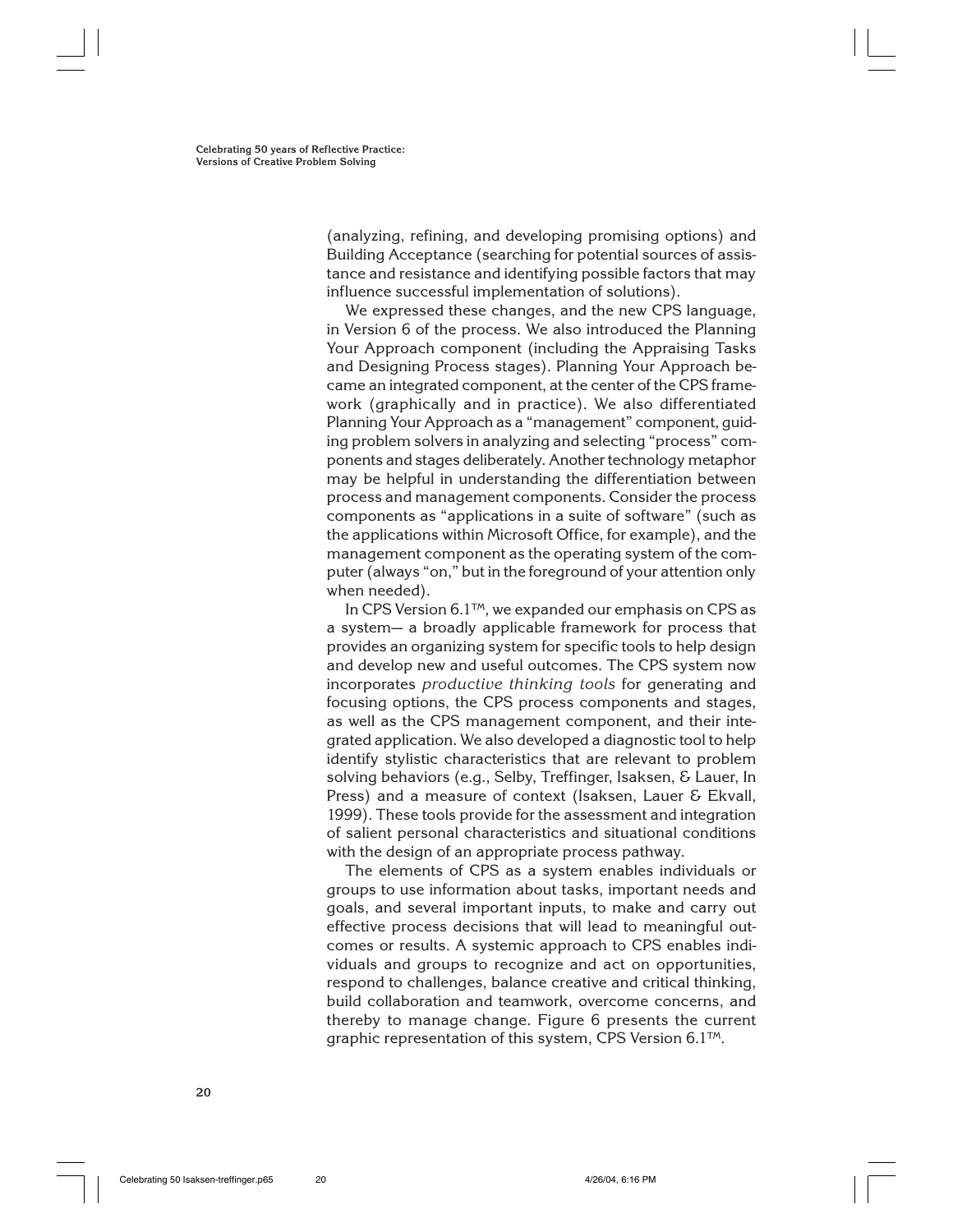(analyzing, refining, and developing promising options) and Building Acceptance (searching for potential sources of assistance and resistance and identifying possible factors that may influence successful implementation of solutions).

We expressed these changes, and the new CPS language, in Version 6 of the process. We also introduced the Planning Your Approach component (including the Appraising Tasks and Designing Process stages). Planning Your Approach became an integrated component, at the center of the CPS framework (graphically and in practice). We also differentiated Planning Your Approach as a "management" component, guiding problem solvers in analyzing and selecting "process" components and stages deliberately. Another technology metaphor may be helpful in understanding the differentiation between process and management components. Consider the process components as "applications in a suite of software" (such as the applications within Microsoft Office, for example), and the management component as the operating system of the computer (always "on," but in the foreground of your attention only when needed).

In CPS Version 6.1™, we expanded our emphasis on CPS as a system— a broadly applicable framework for process that provides an organizing system for specific tools to help design and develop new and useful outcomes. The CPS system now incorporates *productive thinking tools* for generating and focusing options, the CPS process components and stages, as well as the CPS management component, and their integrated application. We also developed a diagnostic tool to help identify stylistic characteristics that are relevant to problem solving behaviors (e.g., Selby, Treffinger, Isaksen, & Lauer, In Press) and a measure of context (Isaksen, Lauer & Ekvall, 1999). These tools provide for the assessment and integration of salient personal characteristics and situational conditions with the design of an appropriate process pathway.

The elements of CPS as a system enables individuals or groups to use information about tasks, important needs and goals, and several important inputs, to make and carry out effective process decisions that will lead to meaningful outcomes or results. A systemic approach to CPS enables individuals and groups to recognize and act on opportunities, respond to challenges, balance creative and critical thinking, build collaboration and teamwork, overcome concerns, and thereby to manage change. Figure 6 presents the current graphic representation of this system, CPS Version 6.1™.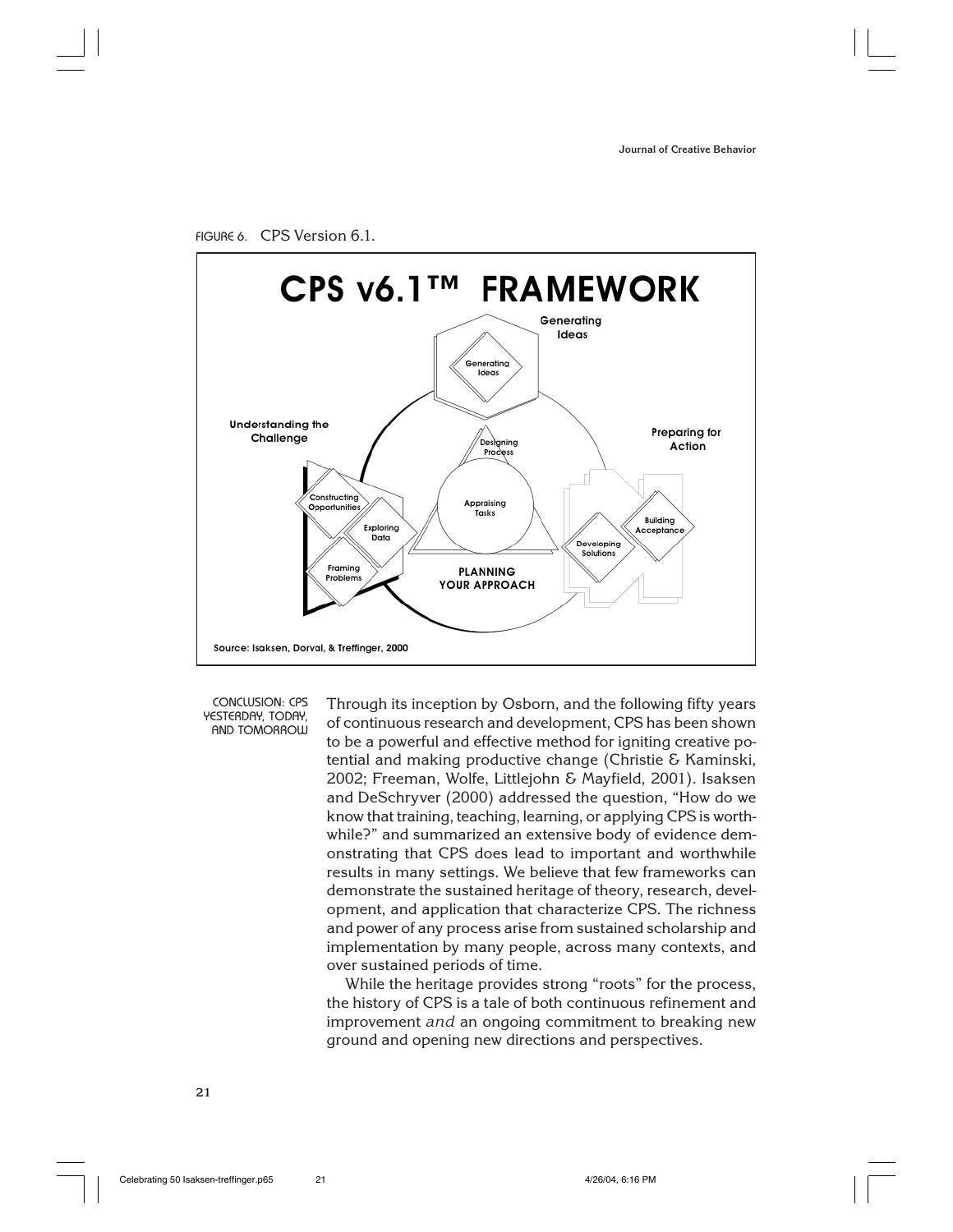FIGURE 6. CPS Version 6.1.

CPS v6.1™ FRAMEWORK

Generating Ideas

Generating Ideas

Understanding the Challenge

Constructing Opportunities

Exploring Data

Framing Problems

Designing Process

Appraising Tasks

PLANNING YOUR APPROACH

Preparing for Action

Developing Solutions

Building Acceptance

Source: Isaksen, Dorval, & Treffinger, 2000

## CONCLUSION: CPS YESTERDAY, TODAY, AND TOMORROW

Through its inception by Osborn, and the following fifty years of continuous research and development, CPS has been shown to be a powerful and effective method for igniting creative potential and making productive change (Christie & Kaminski, 2002; Freeman, Wolfe, Littlejohn & Mayfield, 2001). Isaksen and DeSchryver (2000) addressed the question, "How do we know that training, teaching, learning, or applying CPS is worthwhile?" and summarized an extensive body of evidence demonstrating that CPS does lead to important and worthwhile results in many settings. We believe that few frameworks can demonstrate the sustained heritage of theory, research, development, and application that characterize CPS. The richness and power of any process arise from sustained scholarship and implementation by many people, across many contexts, and over sustained periods of time.

While the heritage provides strong "roots" for the process, the history of CPS is a tale of both continuous refinement and improvement *and* an ongoing commitment to breaking new ground and opening new directions and perspectives.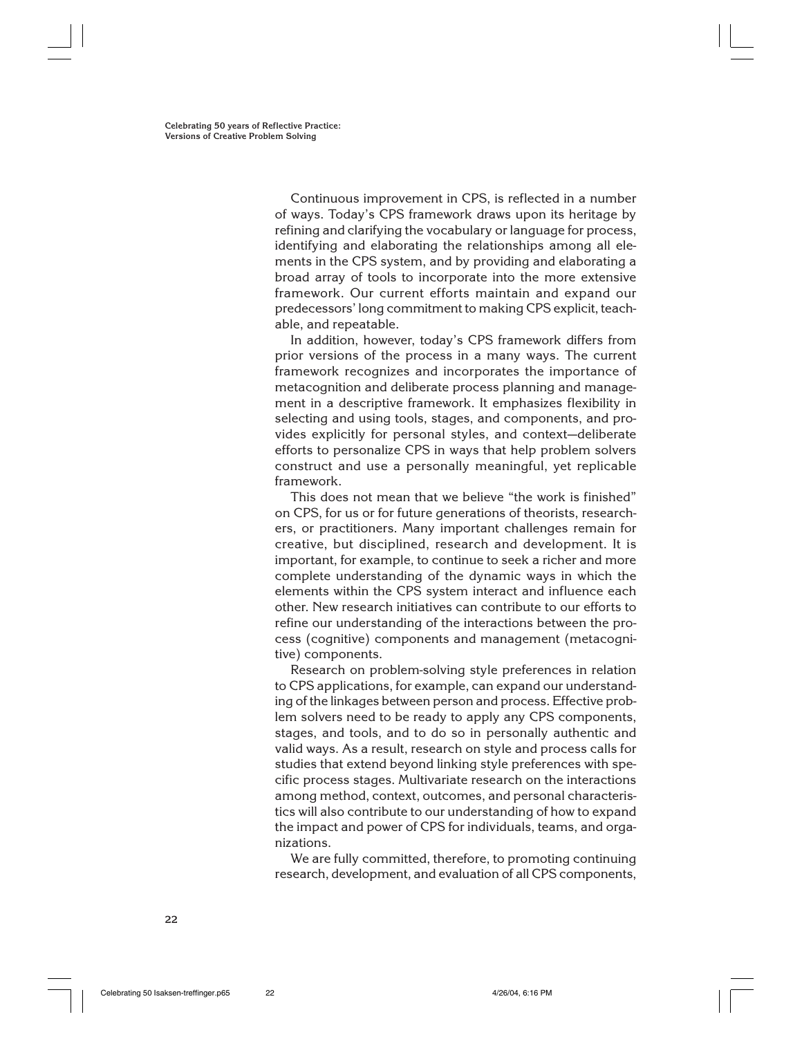Continuous improvement in CPS, is reflected in a number of ways. Today's CPS framework draws upon its heritage by refining and clarifying the vocabulary or language for process, identifying and elaborating the relationships among all elements in the CPS system, and by providing and elaborating a broad array of tools to incorporate into the more extensive framework. Our current efforts maintain and expand our predecessors' long commitment to making CPS explicit, teachable, and repeatable.

In addition, however, today's CPS framework differs from prior versions of the process in a many ways. The current framework recognizes and incorporates the importance of metacognition and deliberate process planning and management in a descriptive framework. It emphasizes flexibility in selecting and using tools, stages, and components, and provides explicitly for personal styles, and context—deliberate efforts to personalize CPS in ways that help problem solvers construct and use a personally meaningful, yet replicable framework.

This does not mean that we believe "the work is finished" on CPS, for us or for future generations of theorists, researchers, or practitioners. Many important challenges remain for creative, but disciplined, research and development. It is important, for example, to continue to seek a richer and more complete understanding of the dynamic ways in which the elements within the CPS system interact and influence each other. New research initiatives can contribute to our efforts to refine our understanding of the interactions between the process (cognitive) components and management (metacognitive) components.

Research on problem-solving style preferences in relation to CPS applications, for example, can expand our understanding of the linkages between person and process. Effective problem solvers need to be ready to apply any CPS components, stages, and tools, and to do so in personally authentic and valid ways. As a result, research on style and process calls for studies that extend beyond linking style preferences with specific process stages. Multivariate research on the interactions among method, context, outcomes, and personal characteristics will also contribute to our understanding of how to expand the impact and power of CPS for individuals, teams, and organizations.

We are fully committed, therefore, to promoting continuing research, development, and evaluation of all CPS components,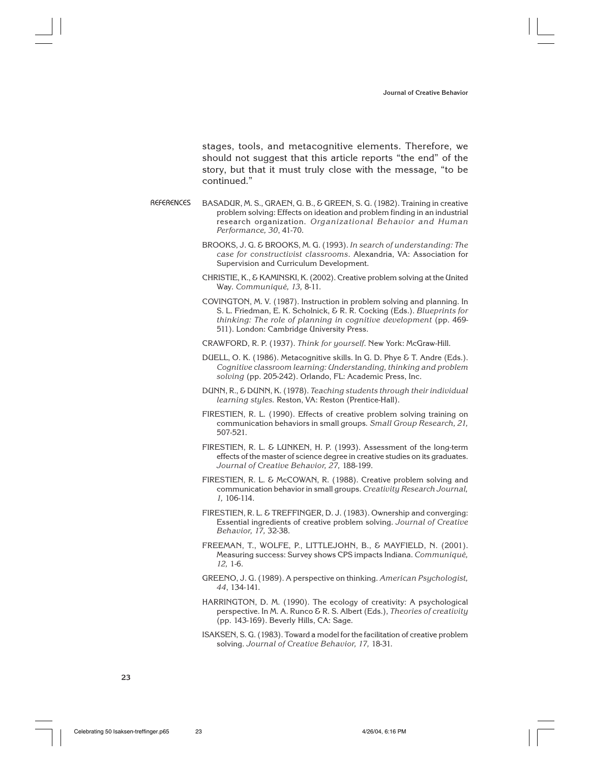stages, tools, and metacognitive elements. Therefore, we should not suggest that this article reports "the end" of the story, but that it must truly close with the message, "to be continued."

## REFERENCES

BASADUR, M. S., GRAEN, G. B., & GREEN, S. G. (1982). Training in creative problem solving: Effects on ideation and problem finding in an industrial research organization. *Organizational Behavior and Human Performance, 30*, 41-70.

BROOKS, J. G. & BROOKS, M. G. (1993). *In search of understanding: The case for constructivist classrooms*. Alexandria, VA: Association for Supervision and Curriculum Development.

CHRISTIE, K., & KAMINSKI, K. (2002). Creative problem solving at the United Way. *Communiqué, 13,* 8-11.

COVINGTON, M. V. (1987). Instruction in problem solving and planning. In S. L. Friedman, E. K. Scholnick, & R. R. Cocking (Eds.). *Blueprints for thinking: The role of planning in cognitive development* (pp. 469-511). London: Cambridge University Press.

CRAWFORD, R. P. (1937). *Think for yourself*. New York: McGraw-Hill.

DUELL, O. K. (1986). Metacognitive skills. In G. D. Phye & T. Andre (Eds.). *Cognitive classroom learning: Understanding, thinking and problem solving* (pp. 205-242). Orlando, FL: Academic Press, Inc.

DUNN, R., & DUNN, K. (1978). *Teaching students through their individual learning styles*. Reston, VA: Reston (Prentice-Hall).

FIRESTIEN, R. L. (1990). Effects of creative problem solving training on communication behaviors in small groups. *Small Group Research, 21,* 507-521.

FIRESTIEN, R. L. & LUNKEN, H. P. (1993). Assessment of the long-term effects of the master of science degree in creative studies on its graduates. *Journal of Creative Behavior, 27,* 188-199.

FIRESTIEN, R. L. & McCOWAN, R. (1988). Creative problem solving and communication behavior in small groups. *Creativity Research Journal, 1,* 106-114.

FIRESTIEN, R. L. & TREFFINGER, D. J. (1983). Ownership and converging: Essential ingredients of creative problem solving. *Journal of Creative Behavior, 17,* 32-38.

FREEMAN, T., WOLFE, P., LITTLEJOHN, B., & MAYFIELD, N. (2001). Measuring success: Survey shows CPS impacts Indiana. *Communiqué, 12,* 1-6.

GREENO, J. G. (1989). A perspective on thinking. *American Psychologist, 44*, 134-141.

HARRINGTON, D. M. (1990). The ecology of creativity: A psychological perspective. In M. A. Runco & R. S. Albert (Eds.), *Theories of creativity* (pp. 143-169). Beverly Hills, CA: Sage.

ISAKSEN, S. G. (1983). Toward a model for the facilitation of creative problem solving. *Journal of Creative Behavior, 17,* 18-31.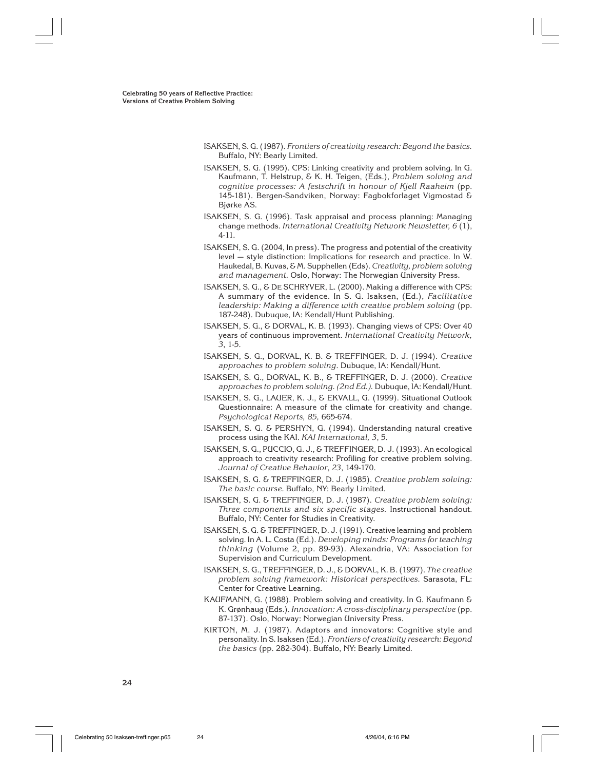ISAKSEN, S. G. (1987). *Frontiers of creativity research: Beyond the basics.* Buffalo, NY: Bearly Limited.

ISAKSEN, S. G. (1995). CPS: Linking creativity and problem solving. In G. Kaufmann, T. Helstrup, & K. H. Teigen, (Eds.), *Problem solving and cognitive processes: A festschrift in honour of Kjell Raaheim* (pp. 145-181). Bergen-Sandviken, Norway: Fagbokforlaget Vigmostad & Bjørke AS.

ISAKSEN, S. G. (1996). Task appraisal and process planning: Managing change methods. *International Creativity Network Newsletter, 6* (1), 4-11.

ISAKSEN, S. G. (2004, In press). The progress and potential of the creativity level — style distinction: Implications for research and practice. In W. Haukedal, B. Kuvas, & M. Supphellen (Eds). *Creativity, problem solving and management.* Oslo, Norway: The Norwegian University Press.

ISAKSEN, S. G., & DE SCHRYVER, L. (2000). Making a difference with CPS: A summary of the evidence. In S. G. Isaksen, (Ed.), *Facilitative leadership: Making a difference with creative problem solving* (pp. 187-248). Dubuque, IA: Kendall/Hunt Publishing.

ISAKSEN, S. G., & DORVAL, K. B. (1993). Changing views of CPS: Over 40 years of continuous improvement. *International Creativity Network, 3*, 1-5.

ISAKSEN, S. G., DORVAL, K. B. & TREFFINGER, D. J. (1994). *Creative approaches to problem solving.* Dubuque, IA: Kendall/Hunt.

ISAKSEN, S. G., DORVAL, K. B., & TREFFINGER, D. J. (2000). *Creative approaches to problem solving. (2nd Ed.).* Dubuque, IA: Kendall/Hunt.

ISAKSEN, S. G., LAUER, K. J., & EKVALL, G. (1999). Situational Outlook Questionnaire: A measure of the climate for creativity and change. *Psychological Reports, 85,* 665-674.

ISAKSEN, S. G. & PERSHYN, G. (1994). Understanding natural creative process using the KAI. *KAI International, 3*, 5.

ISAKSEN, S. G., PUCCIO, G. J., & TREFFINGER, D. J. (1993). An ecological approach to creativity research: Profiling for creative problem solving. *Journal of Creative Behavior*, *23*, 149-170.

ISAKSEN, S. G. & TREFFINGER, D. J. (1985). *Creative problem solving: The basic course.* Buffalo, NY: Bearly Limited.

ISAKSEN, S. G. & TREFFINGER, D. J. (1987). *Creative problem solving: Three components and six specific stages.* Instructional handout. Buffalo, NY: Center for Studies in Creativity.

ISAKSEN, S. G. & TREFFINGER, D. J. (1991). Creative learning and problem solving. In A. L. Costa (Ed.). *Developing minds: Programs for teaching thinking* (Volume 2, pp. 89-93). Alexandria, VA: Association for Supervision and Curriculum Development.

ISAKSEN, S. G., TREFFINGER, D. J., & DORVAL, K. B. (1997). *The creative problem solving framework: Historical perspectives.* Sarasota, FL: Center for Creative Learning.

KAUFMANN, G. (1988). Problem solving and creativity. In G. Kaufmann & K. Grønhaug (Eds.). *Innovation: A cross-disciplinary perspective* (pp. 87-137). Oslo, Norway: Norwegian University Press.

KIRTON, M. J. (1987). Adaptors and innovators: Cognitive style and personality. In S. Isaksen (Ed.). *Frontiers of creativity research: Beyond the basics* (pp. 282-304). Buffalo, NY: Bearly Limited.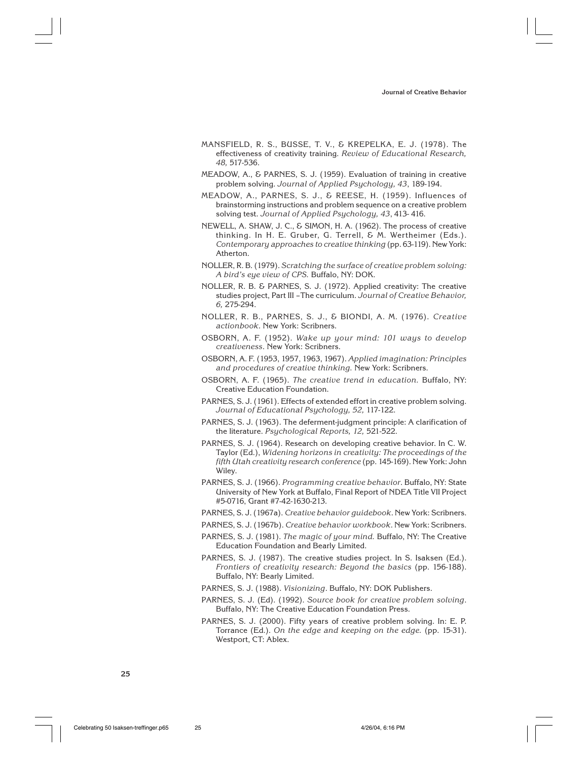MANSFIELD, R. S., BUSSE, T. V., & KREPELKA, E. J. (1978). The effectiveness of creativity training. *Review of Educational Research, 48,* 517-536.

MEADOW, A., & PARNES, S. J. (1959). Evaluation of training in creative problem solving. *Journal of Applied Psychology, 43*, 189-194.

MEADOW, A., PARNES, S. J., & REESE, H. (1959). Influences of brainstorming instructions and problem sequence on a creative problem solving test. *Journal of Applied Psychology, 43*, 413- 416.

NEWELL, A. SHAW, J. C., & SIMON, H. A. (1962). The process of creative thinking. In H. E. Gruber, G. Terrell, & M. Wertheimer (Eds.). *Contemporary approaches to creative thinking* (pp. 63-119). New York: Atherton.

NOLLER, R. B. (1979). *Scratching the surface of creative problem solving: A bird's eye view of CPS.* Buffalo, NY: DOK.

NOLLER, R. B. & PARNES, S. J. (1972). Applied creativity: The creative studies project, Part III –The curriculum. *Journal of Creative Behavior, 6,* 275-294.

NOLLER, R. B., PARNES, S. J., & BIONDI, A. M. (1976). *Creative actionbook*. New York: Scribners.

OSBORN, A. F. (1952). *Wake up your mind: 101 ways to develop creativeness*. New York: Scribners.

OSBORN, A. F. (1953, 1957, 1963, 1967). *Applied imagination: Principles and procedures of creative thinking.* New York: Scribners.

OSBORN, A. F. (1965). *The creative trend in education.* Buffalo, NY: Creative Education Foundation.

PARNES, S. J. (1961). Effects of extended effort in creative problem solving. *Journal of Educational Psychology, 52,* 117-122.

PARNES, S. J. (1963). The deferment-judgment principle: A clarification of the literature. *Psychological Reports, 12,* 521-522.

PARNES, S. J. (1964). Research on developing creative behavior. In C. W. Taylor (Ed.), *Widening horizons in creativity: The proceedings of the fifth Utah creativity research conference* (pp. 145-169). New York: John Wiley.

PARNES, S. J. (1966). *Programming creative behavior*. Buffalo, NY: State University of New York at Buffalo, Final Report of NDEA Title VII Project #5-0716, Grant #7-42-1630-213.

PARNES, S. J. (1967a). *Creative behavior guidebook*. New York: Scribners.

PARNES, S. J. (1967b). *Creative behavior workbook*. New York: Scribners.

PARNES, S. J. (1981). *The magic of your mind.* Buffalo, NY: The Creative Education Foundation and Bearly Limited.

PARNES, S. J. (1987). The creative studies project. In S. Isaksen (Ed.). *Frontiers of creativity research: Beyond the basics* (pp. 156-188). Buffalo, NY: Bearly Limited.

PARNES, S. J. (1988). *Visionizing*. Buffalo, NY: DOK Publishers.

PARNES, S. J. (Ed). (1992). *Source book for creative problem solving*. Buffalo, NY: The Creative Education Foundation Press.

PARNES, S. J. (2000). Fifty years of creative problem solving. In: E. P. Torrance (Ed.). *On the edge and keeping on the edge.* (pp. 15-31). Westport, CT: Ablex.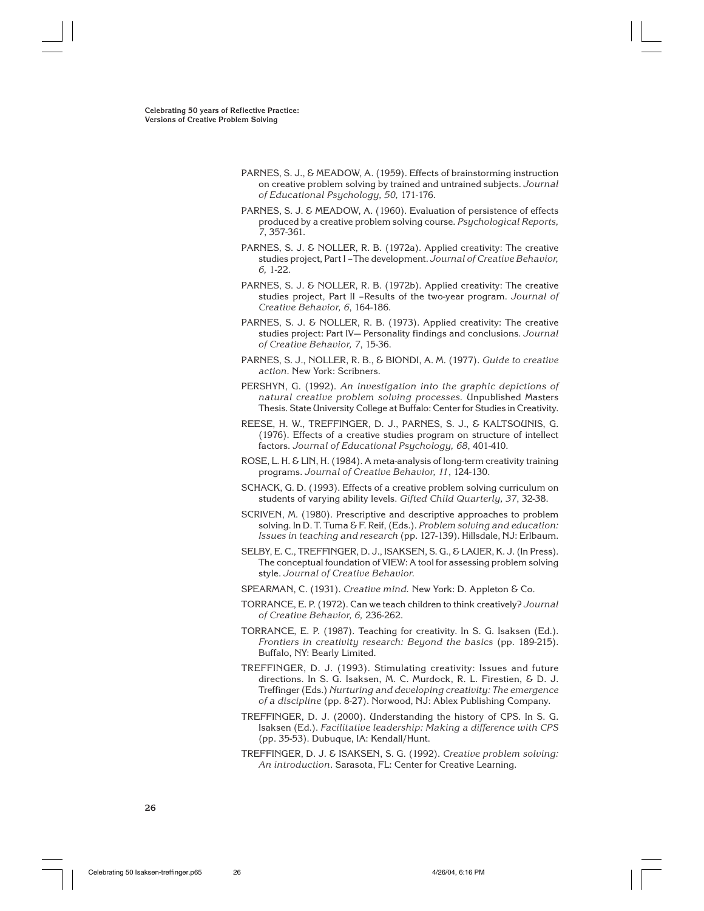PARNES, S. J., & MEADOW, A. (1959). Effects of brainstorming instruction on creative problem solving by trained and untrained subjects. *Journal of Educational Psychology, 50,* 171-176.

PARNES, S. J. & MEADOW, A. (1960). Evaluation of persistence of effects produced by a creative problem solving course. *Psychological Reports, 7*, 357-361.

PARNES, S. J. & NOLLER, R. B. (1972a). Applied creativity: The creative studies project, Part I –The development. *Journal of Creative Behavior, 6,* 1-22.

PARNES, S. J. & NOLLER, R. B. (1972b). Applied creativity: The creative studies project, Part II –Results of the two-year program. *Journal of Creative Behavior, 6*, 164-186.

PARNES, S. J. & NOLLER, R. B. (1973). Applied creativity: The creative studies project: Part IV— Personality findings and conclusions. *Journal of Creative Behavior, 7*, 15-36.

PARNES, S. J., NOLLER, R. B., & BIONDI, A. M. (1977). *Guide to creative action*. New York: Scribners.

PERSHYN, G. (1992). *An investigation into the graphic depictions of natural creative problem solving processes.* Unpublished Masters Thesis. State University College at Buffalo: Center for Studies in Creativity.

REESE, H. W., TREFFINGER, D. J., PARNES, S. J., & KALTSOUNIS, G. (1976). Effects of a creative studies program on structure of intellect factors. *Journal of Educational Psychology, 68*, 401-410.

ROSE, L. H. & LIN, H. (1984). A meta-analysis of long-term creativity training programs. *Journal of Creative Behavior, 11*, 124-130.

SCHACK, G. D. (1993). Effects of a creative problem solving curriculum on students of varying ability levels. *Gifted Child Quarterly, 37*, 32-38.

SCRIVEN, M. (1980). Prescriptive and descriptive approaches to problem solving. In D. T. Tuma & F. Reif, (Eds.). *Problem solving and education: Issues in teaching and research* (pp. 127-139). Hillsdale, NJ: Erlbaum.

SELBY, E. C., TREFFINGER, D. J., ISAKSEN, S. G., & LAUER, K. J. (In Press). The conceptual foundation of VIEW: A tool for assessing problem solving style. *Journal of Creative Behavior.*

SPEARMAN, C. (1931). *Creative mind.* New York: D. Appleton & Co.

TORRANCE, E. P. (1972). Can we teach children to think creatively? *Journal of Creative Behavior, 6,* 236-262.

TORRANCE, E. P. (1987). Teaching for creativity. In S. G. Isaksen (Ed.). *Frontiers in creativity research: Beyond the basics* (pp. 189-215). Buffalo, NY: Bearly Limited.

TREFFINGER, D. J. (1993). Stimulating creativity: Issues and future directions. In S. G. Isaksen, M. C. Murdock, R. L. Firestien, & D. J. Treffinger (Eds.) *Nurturing and developing creativity: The emergence of a discipline* (pp. 8-27). Norwood, NJ: Ablex Publishing Company.

TREFFINGER, D. J. (2000). Understanding the history of CPS. In S. G. Isaksen (Ed.). *Facilitative leadership: Making a difference with CPS* (pp. 35-53). Dubuque, IA: Kendall/Hunt.

TREFFINGER, D. J. & ISAKSEN, S. G. (1992). *Creative problem solving: An introduction*. Sarasota, FL: Center for Creative Learning.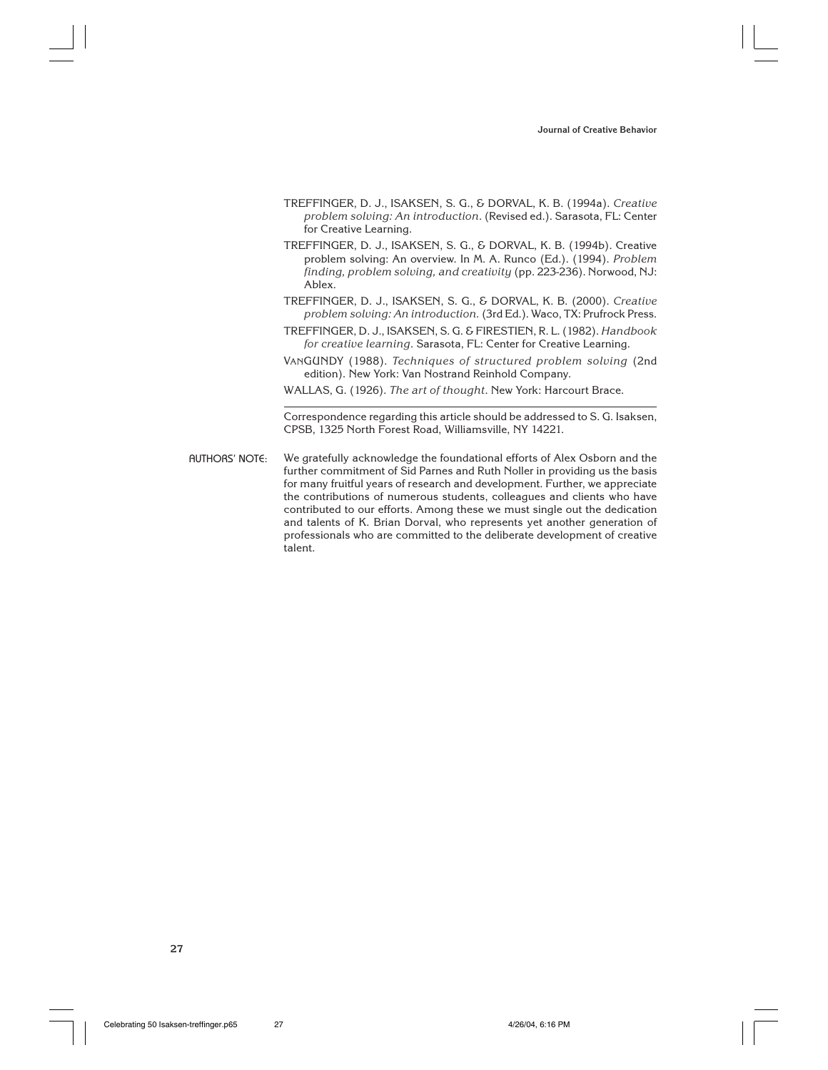TREFFINGER, D. J., ISAKSEN, S. G., & DORVAL, K. B. (1994a). *Creative problem solving: An introduction*. (Revised ed.). Sarasota, FL: Center for Creative Learning.

TREFFINGER, D. J., ISAKSEN, S. G., & DORVAL, K. B. (1994b). Creative problem solving: An overview. In M. A. Runco (Ed.). (1994). *Problem finding, problem solving, and creativity* (pp. 223-236). Norwood, NJ: Ablex.

TREFFINGER, D. J., ISAKSEN, S. G., & DORVAL, K. B. (2000). *Creative problem solving: An introduction*. (3rd Ed.). Waco, TX: Prufrock Press.

TREFFINGER, D. J., ISAKSEN, S. G. & FIRESTIEN, R. L. (1982). *Handbook for creative learning*. Sarasota, FL: Center for Creative Learning.

VANGUNDY (1988). *Techniques of structured problem solving* (2nd edition). New York: Van Nostrand Reinhold Company.

WALLAS, G. (1926). *The art of thought*. New York: Harcourt Brace.

---

Correspondence regarding this article should be addressed to S. G. Isaksen, CPSB, 1325 North Forest Road, Williamsville, NY 14221.

AUTHORS' NOTE: We gratefully acknowledge the foundational efforts of Alex Osborn and the further commitment of Sid Parnes and Ruth Noller in providing us the basis for many fruitful years of research and development. Further, we appreciate the contributions of numerous students, colleagues and clients who have contributed to our efforts. Among these we must single out the dedication and talents of K. Brian Dorval, who represents yet another generation of professionals who are committed to the deliberate development of creative talent.